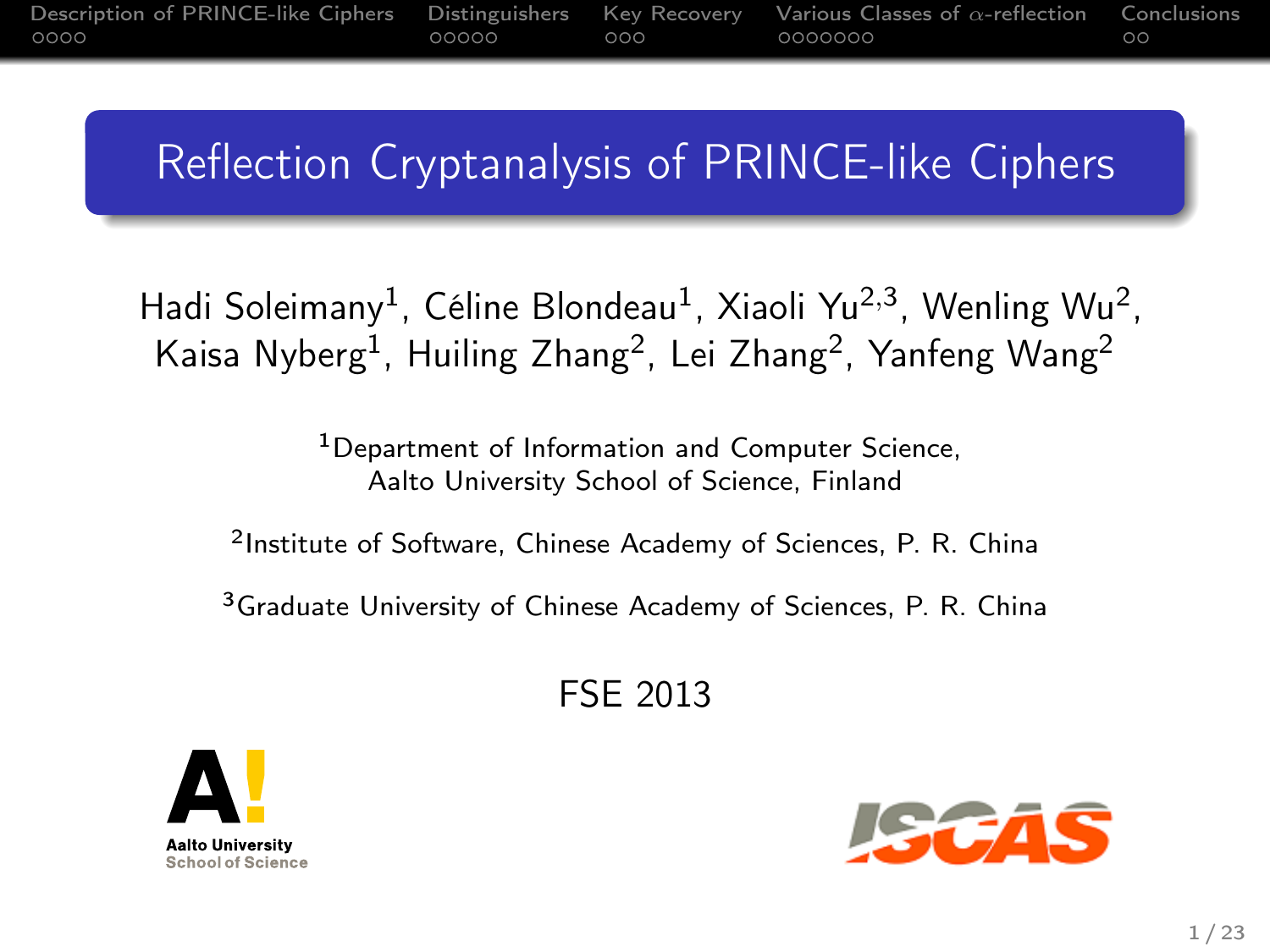# Reflection Cryptanalysis of PRINCE-like Ciphers

Hadi Soleimany[1], Céline Blondeau[1], Xiaoli Yu[2,3], Wenling Wu[2], Kaisa Nyberg[1], Huiling Zhang[2], Lei Zhang[2], Yanfeng Wang[2]

[1]Department of Information and Computer Science, Aalto University School of Science, Finland

[2]Institute of Software, Chinese Academy of Sciences, P. R. China

[3]Graduate University of Chinese Academy of Sciences, P. R. China

FSE 2013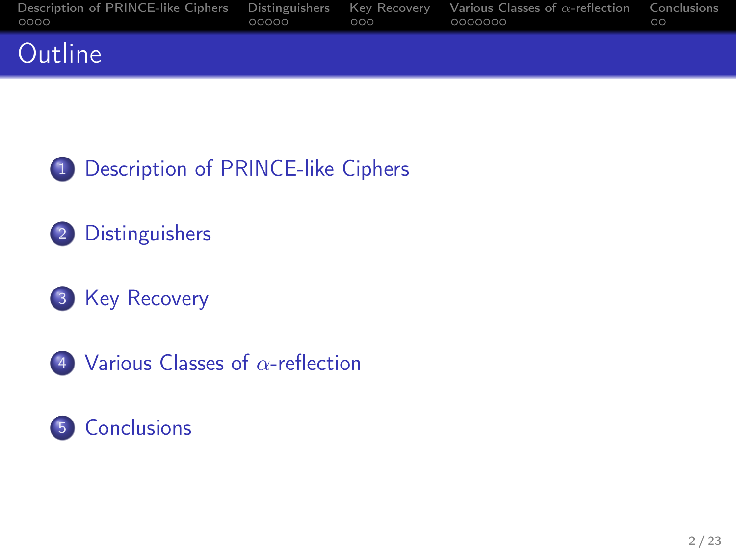# Outline

1. Description of PRINCE-like Ciphers
2. Distinguishers
3. Key Recovery
4. Various Classes of $\alpha$-reflection
5. Conclusions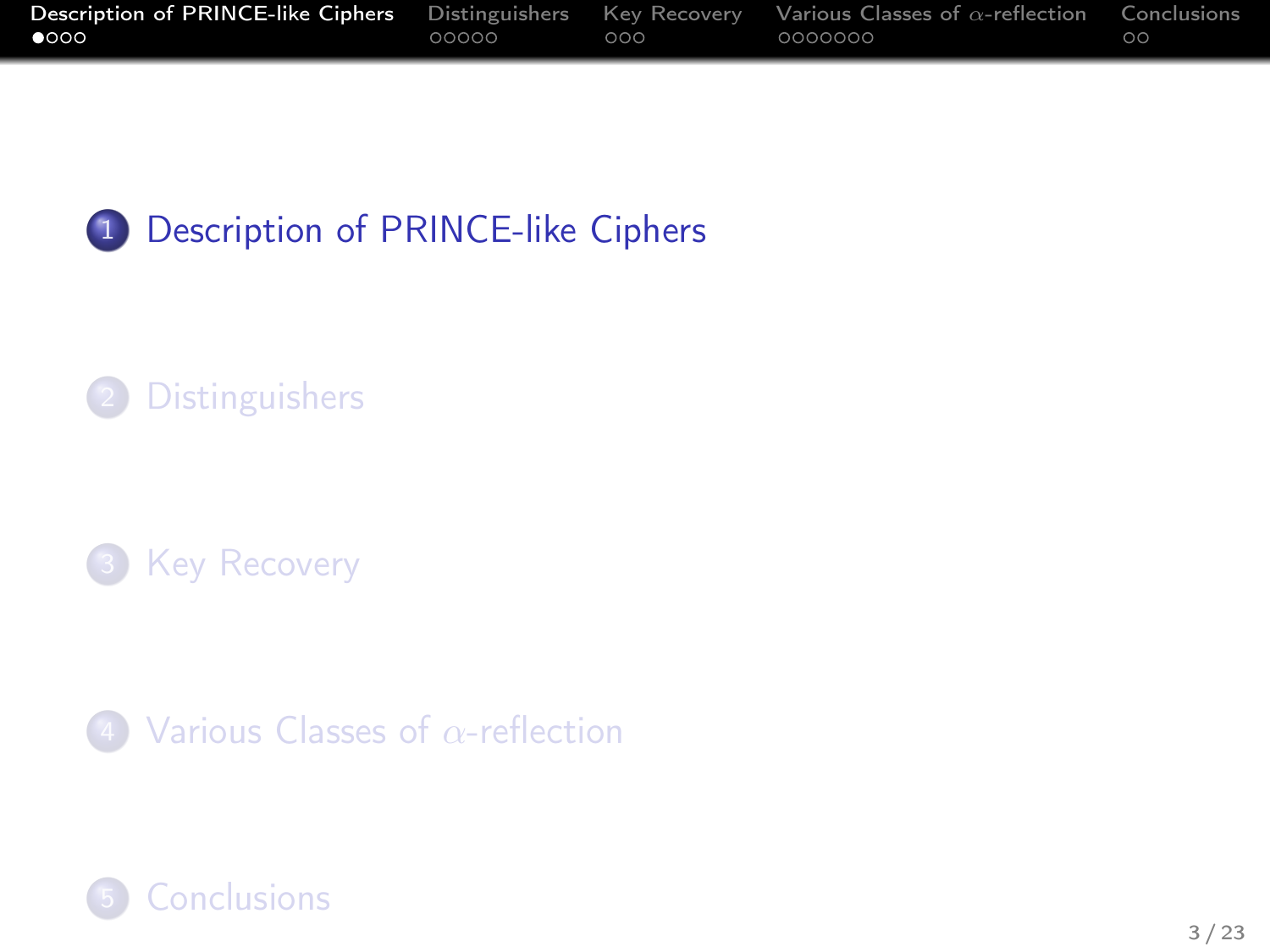1. Description of PRINCE-like Ciphers

2. Distinguishers

3. Key Recovery

4. Various Classes of $\alpha$-reflection

5. Conclusions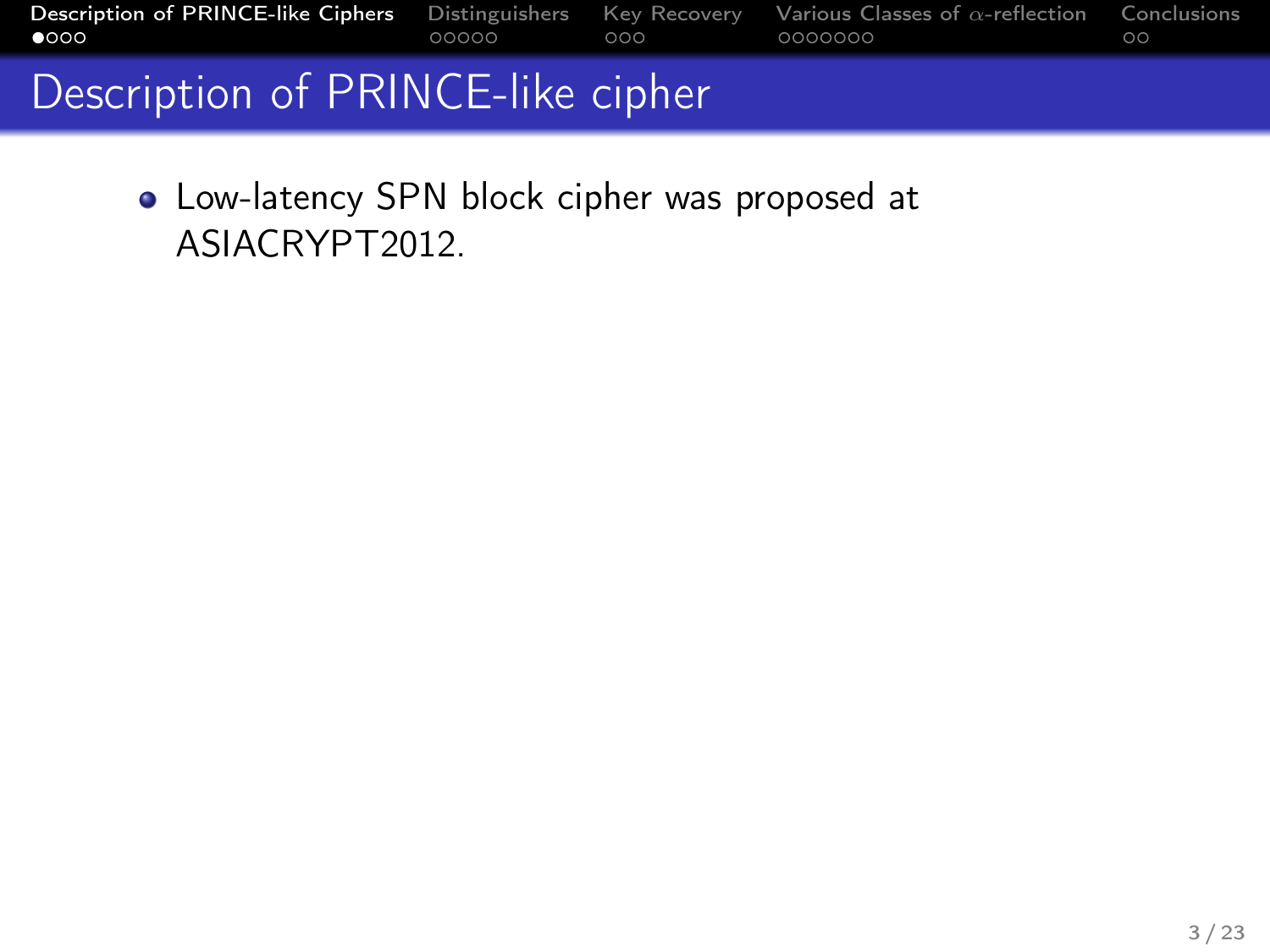# Description of PRINCE-like cipher

- Low-latency SPN block cipher was proposed at ASIACRYPT2012.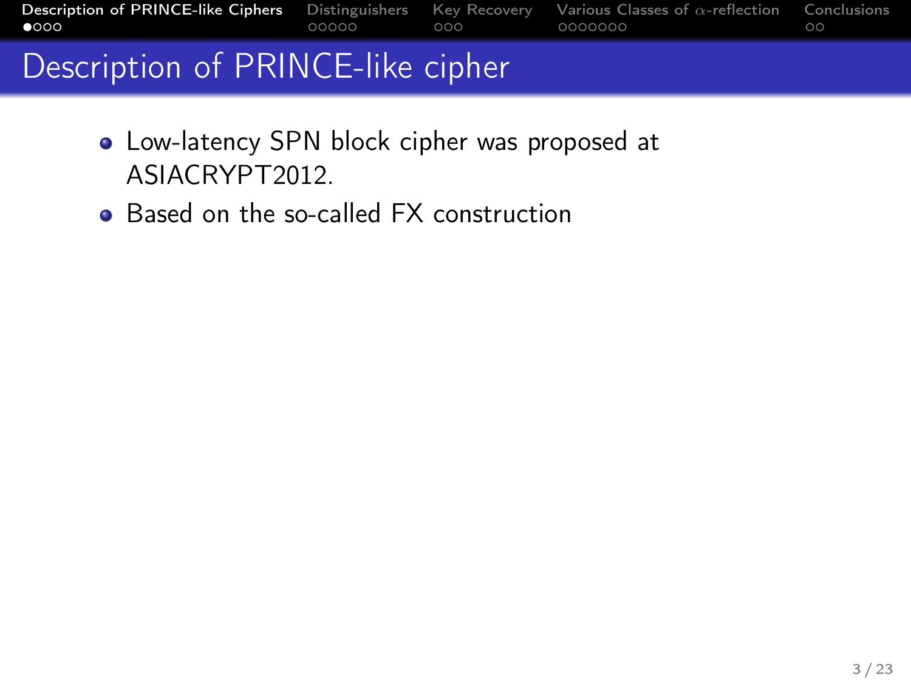# Description of PRINCE-like cipher

- Low-latency SPN block cipher was proposed at ASIACRYPT2012.
- Based on the so-called FX construction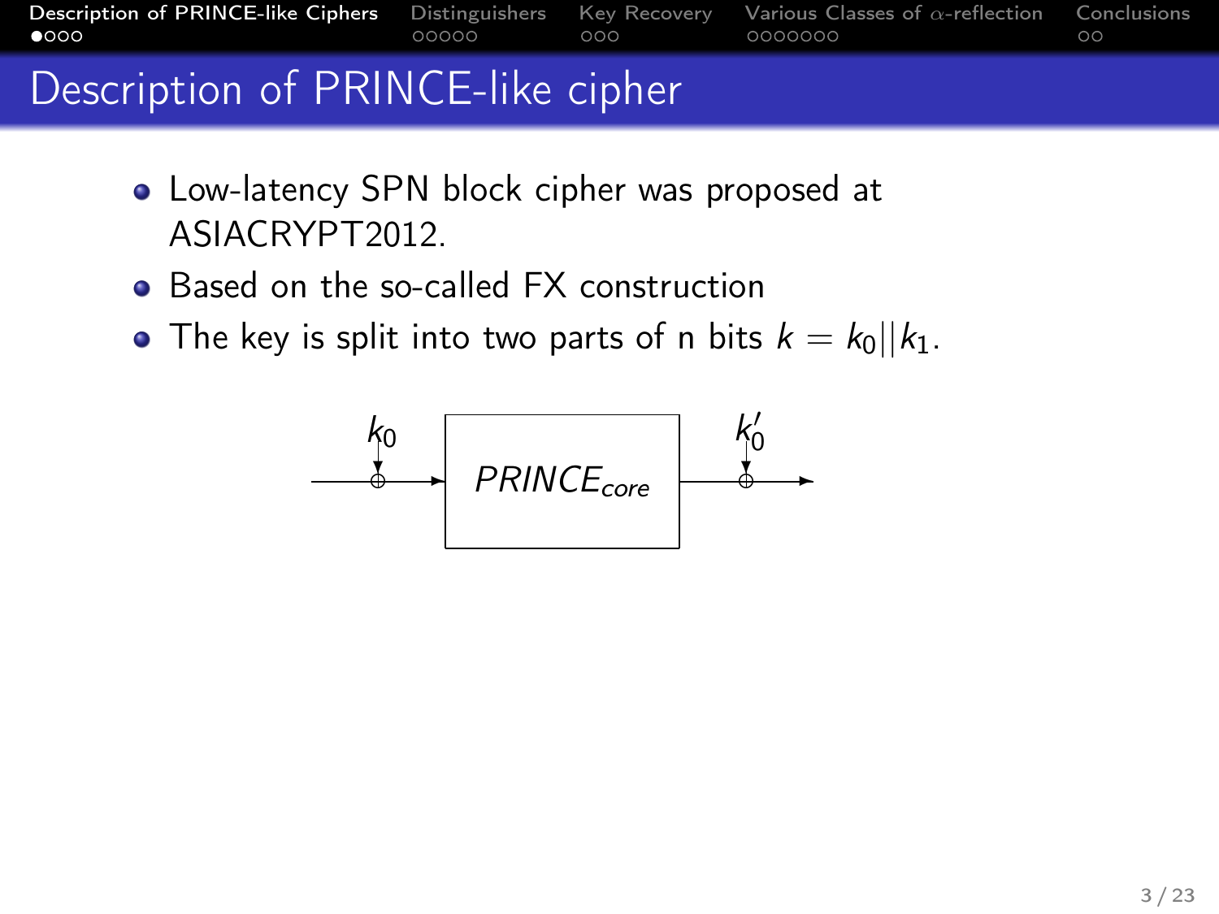# Description of PRINCE-like cipher

- Low-latency SPN block cipher was proposed at ASIACRYPT2012.
- Based on the so-called FX construction
- The key is split into two parts of n bits $k = k_0 || k_1$.

$k_0$ → $\oplus$ → $PRINCE_{core}$ → $\oplus$ ← $k_0'$ →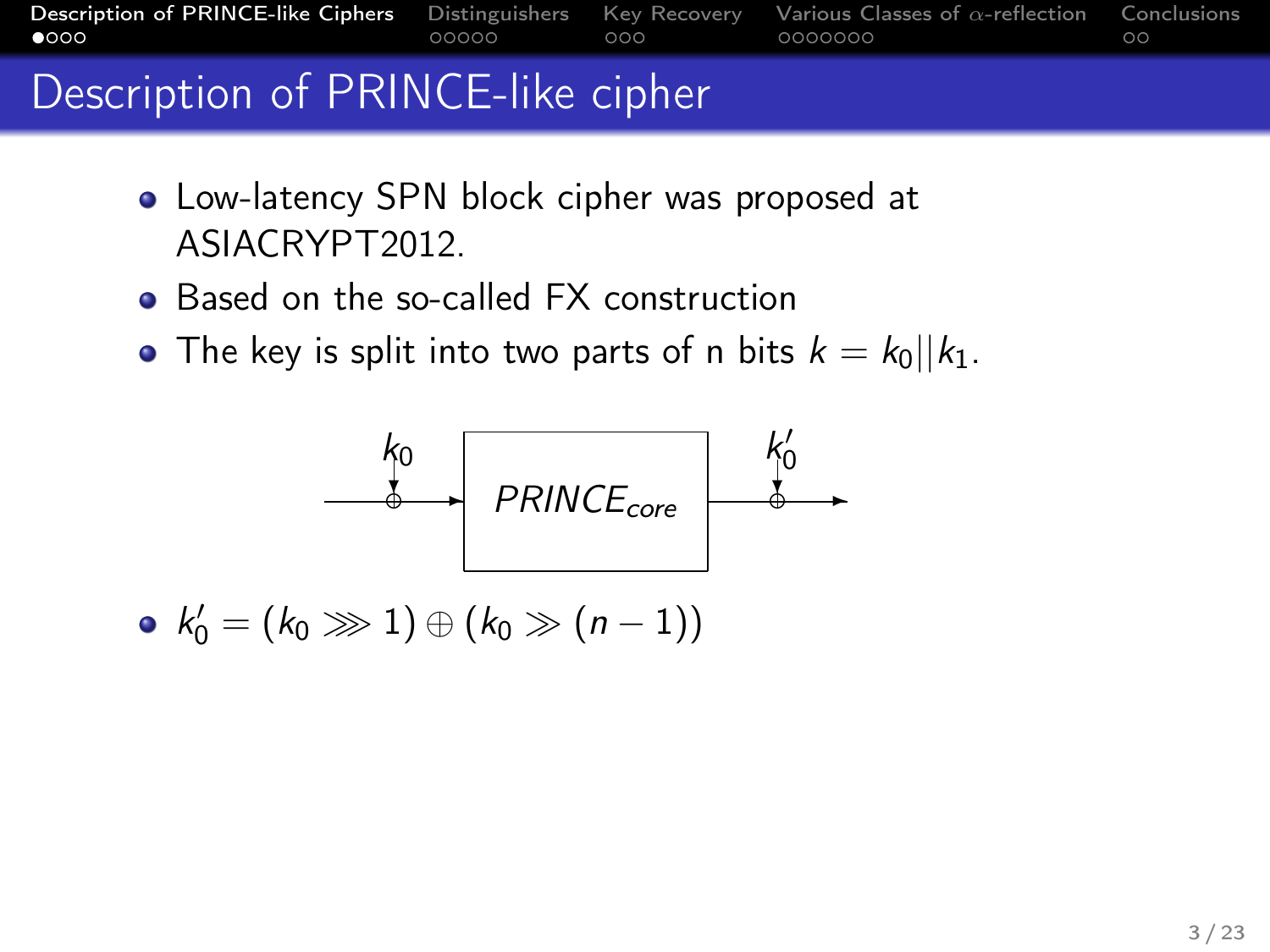# Description of PRINCE-like cipher

- Low-latency SPN block cipher was proposed at ASIACRYPT2012.
- Based on the so-called FX construction
- The key is split into two parts of n bits $k = k_0||k_1$.

$k_0$ → $\oplus$ → $PRINCE_{core}$ → $\oplus$ ← $k_0'$

- $k_0' = (k_0 \ggg 1) \oplus (k_0 \gg (n-1))$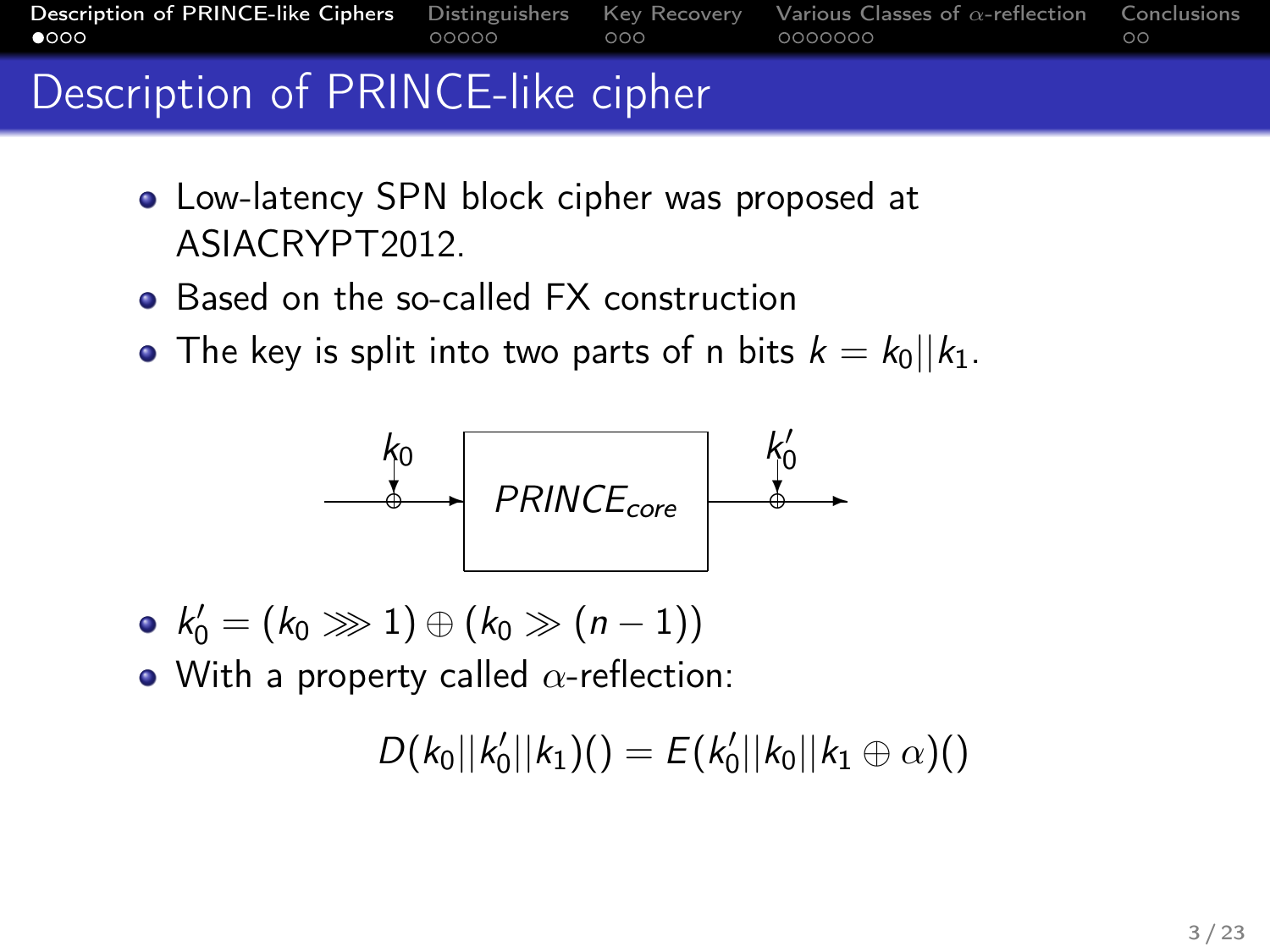# Description of PRINCE-like cipher

- Low-latency SPN block cipher was proposed at ASIACRYPT2012.
- Based on the so-called FX construction
- The key is split into two parts of n bits $k = k_0 || k_1$.

$k_0$ → $\oplus$ → $PRINCE_{core}$ → $\oplus$ ← $k'_0$ →

- $k'_0 = (k_0 \ggg 1) \oplus (k_0 \gg (n-1))$
- With a property called $\alpha$-reflection:

$$D(k_0||k'_0||k_1)() = E(k'_0||k_0||k_1 \oplus \alpha)()$$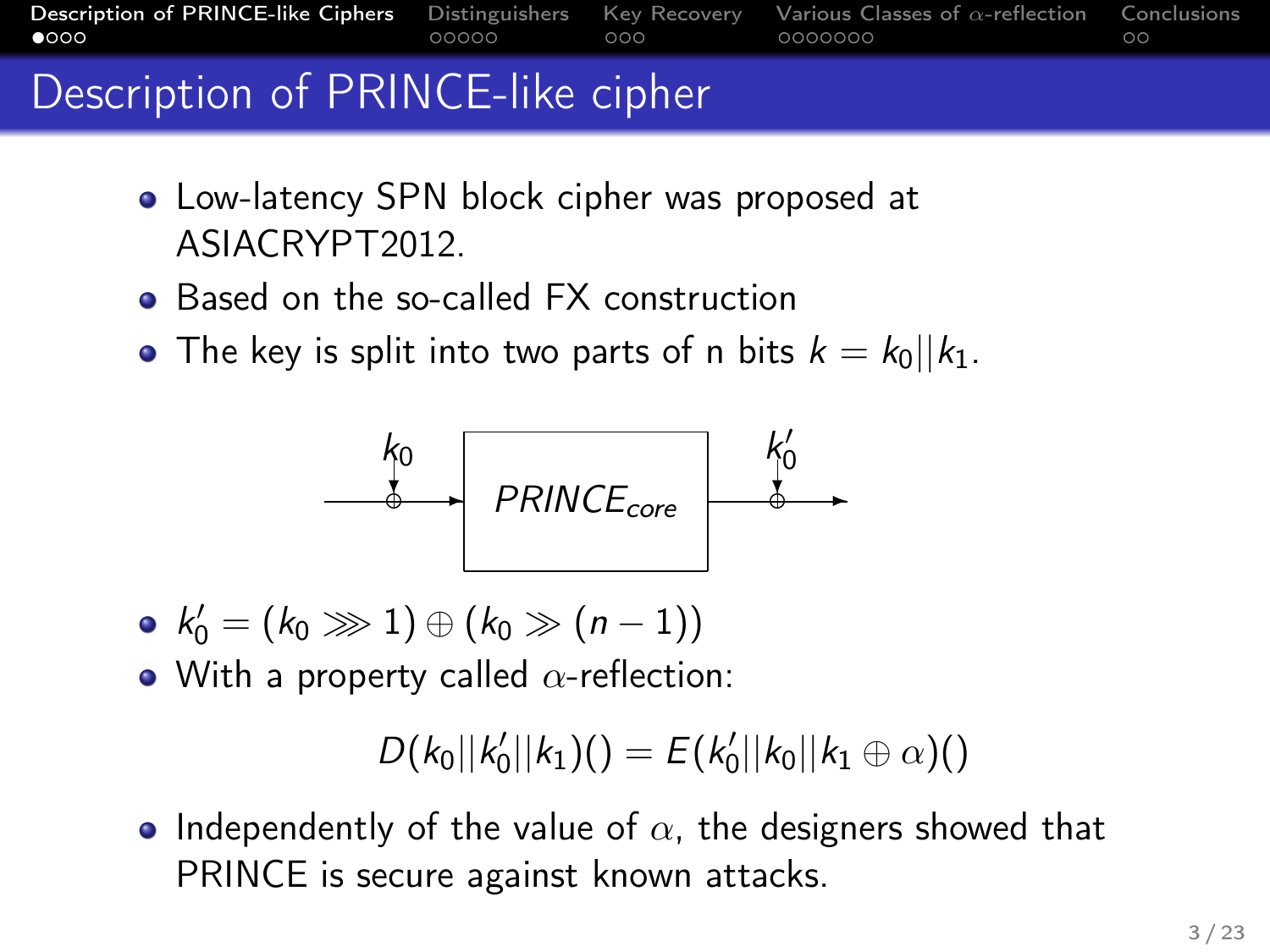# Description of PRINCE-like cipher

- Low-latency SPN block cipher was proposed at ASIACRYPT2012.
- Based on the so-called FX construction
- The key is split into two parts of n bits $k = k_0 || k_1$.

$k_0$ → ⊕ → $PRINCE_{core}$ → ⊕ ← $k_0'$

- $k_0' = (k_0 \ggg 1) \oplus (k_0 \gg (n-1))$
- With a property called $\alpha$-reflection:

$$D(k_0||k_0'||k_1)() = E(k_0'||k_0||k_1 \oplus \alpha)()$$

- Independently of the value of $\alpha$, the designers showed that PRINCE is secure against known attacks.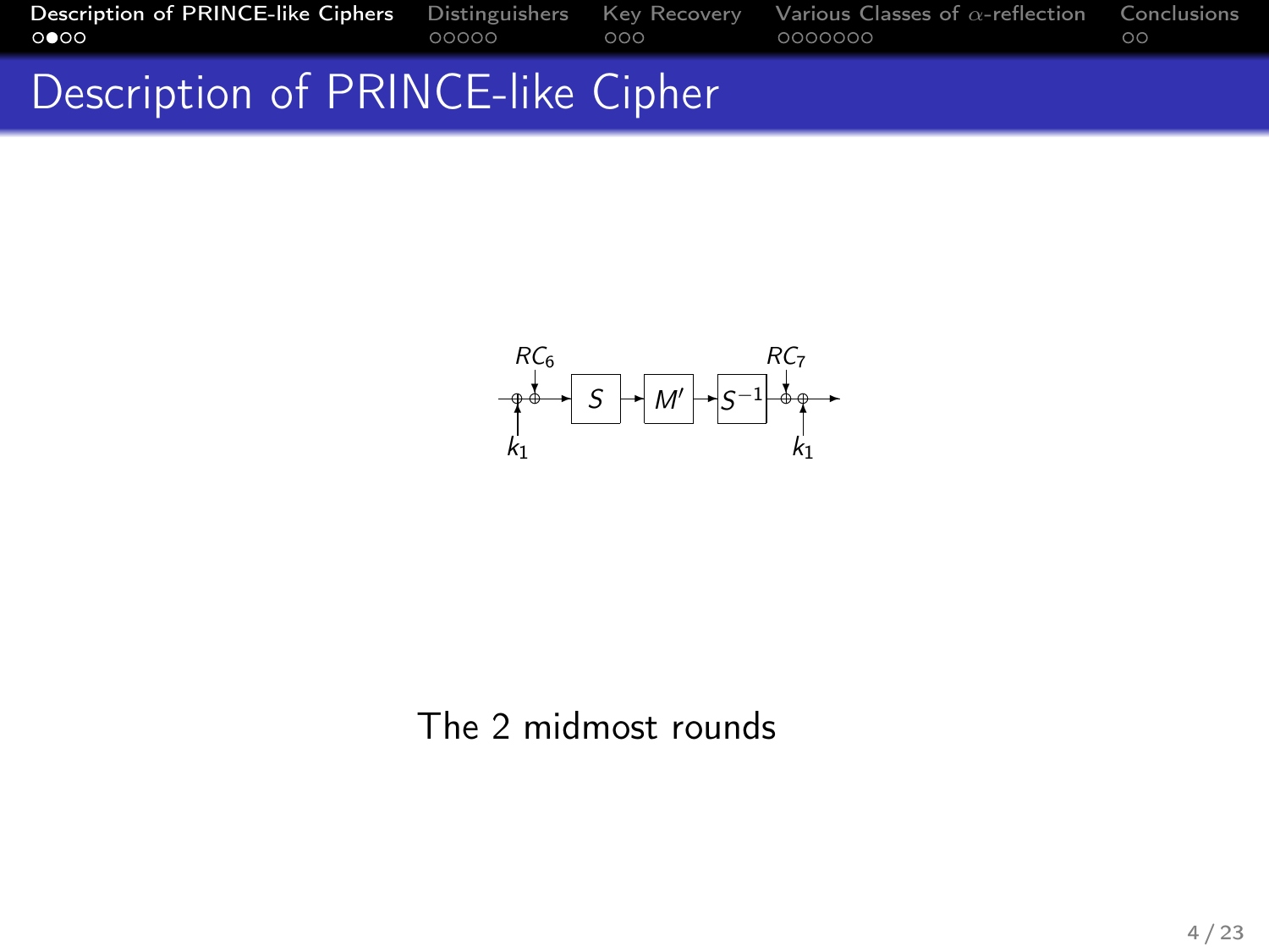# Description of PRINCE-like Cipher

$RC_6$ $S$ $M'$ $S^{-1}$ $RC_7$

$k_1$ $k_1$

The 2 midmost rounds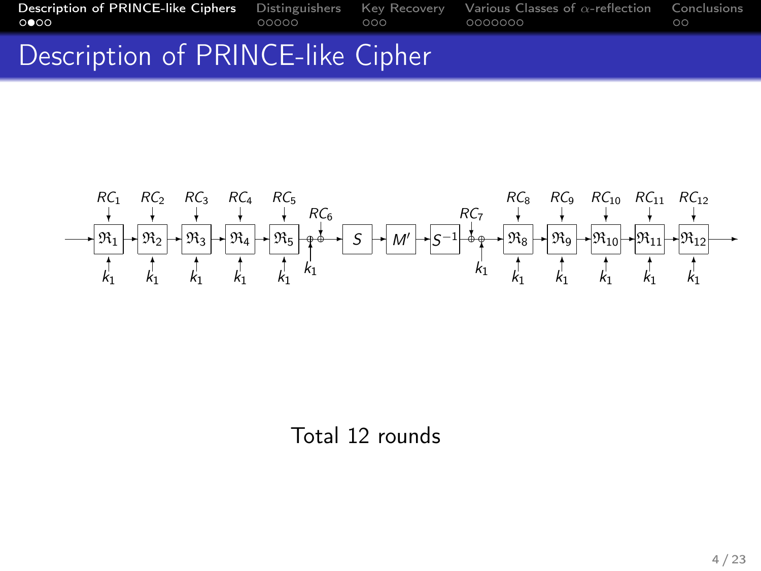# Description of PRINCE-like Cipher

$$\rightarrow \mathfrak{R}_1 \rightarrow \mathfrak{R}_2 \rightarrow \mathfrak{R}_3 \rightarrow \mathfrak{R}_4 \rightarrow \mathfrak{R}_5 \rightarrow \oplus k_1 \oplus RC_6 \rightarrow S \rightarrow M' \rightarrow S^{-1} \rightarrow \oplus RC_7 \oplus k_1 \rightarrow \mathfrak{R}_8 \rightarrow \mathfrak{R}_9 \rightarrow \mathfrak{R}_{10} \rightarrow \mathfrak{R}_{11} \rightarrow \mathfrak{R}_{12} \rightarrow$$

Each round $\mathfrak{R}_i$ takes round constant $RC_i$ and key $k_1$.

Total 12 rounds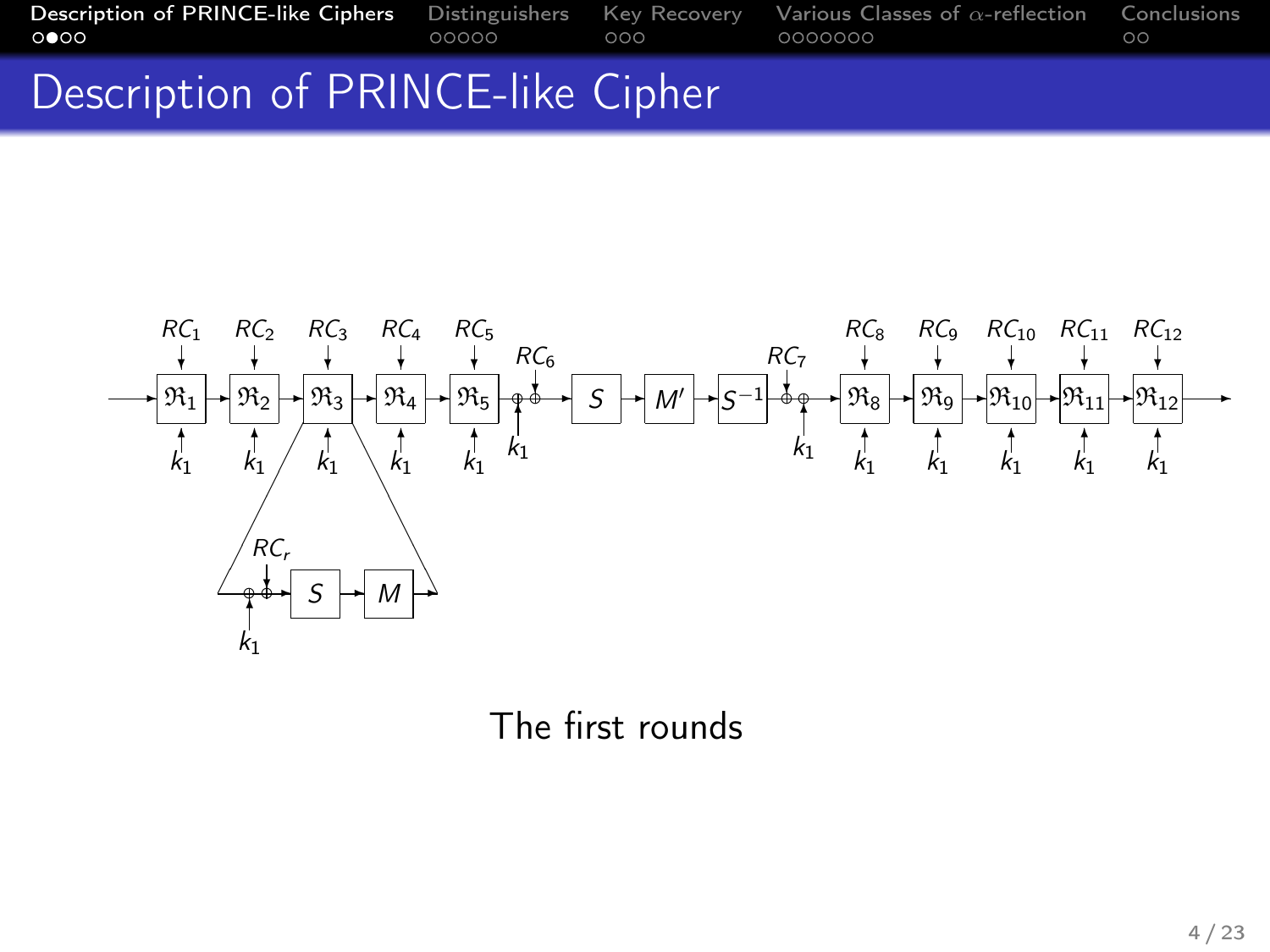# Description of PRINCE-like Cipher

The first rounds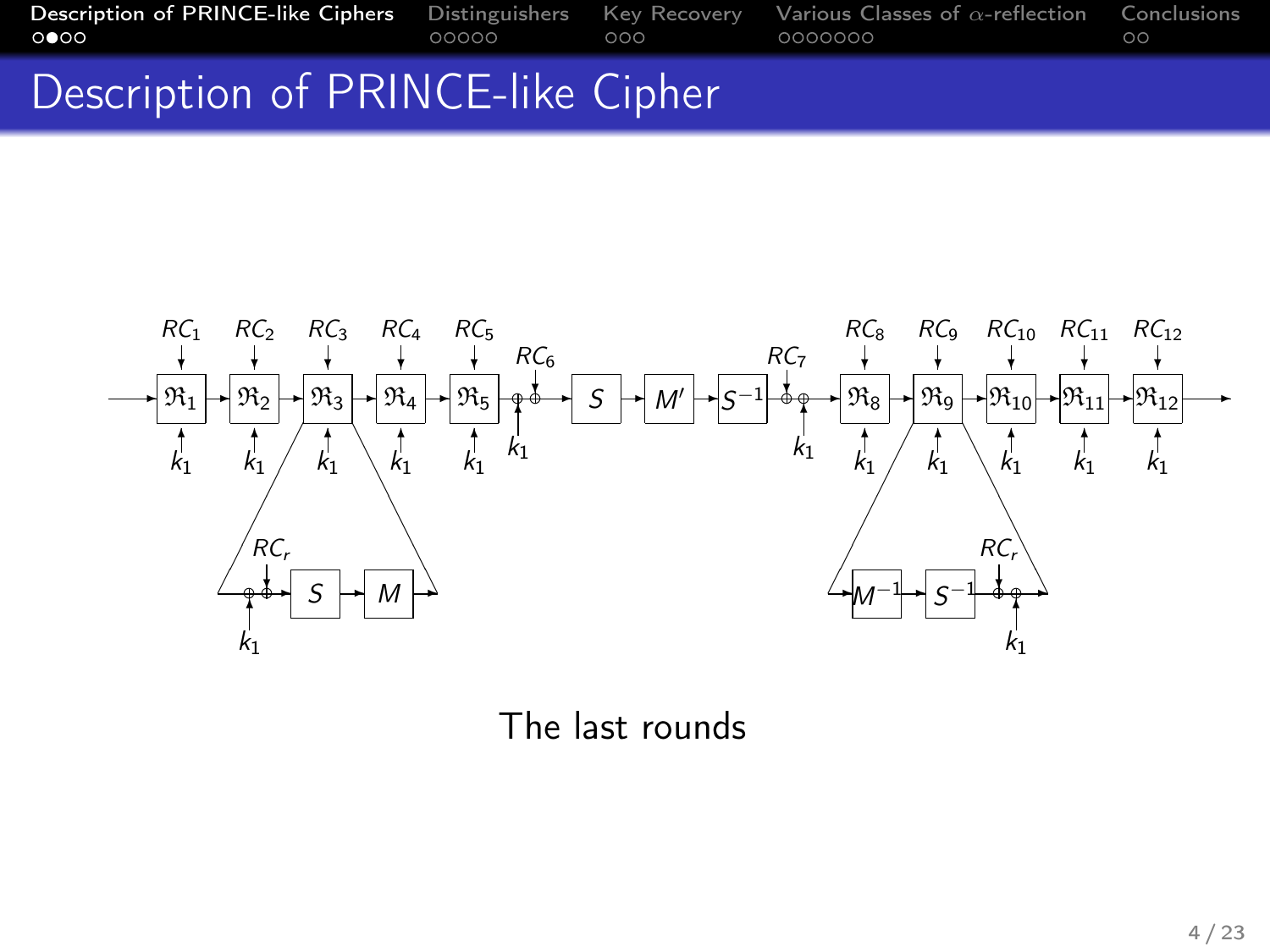# Description of PRINCE-like Cipher

The last rounds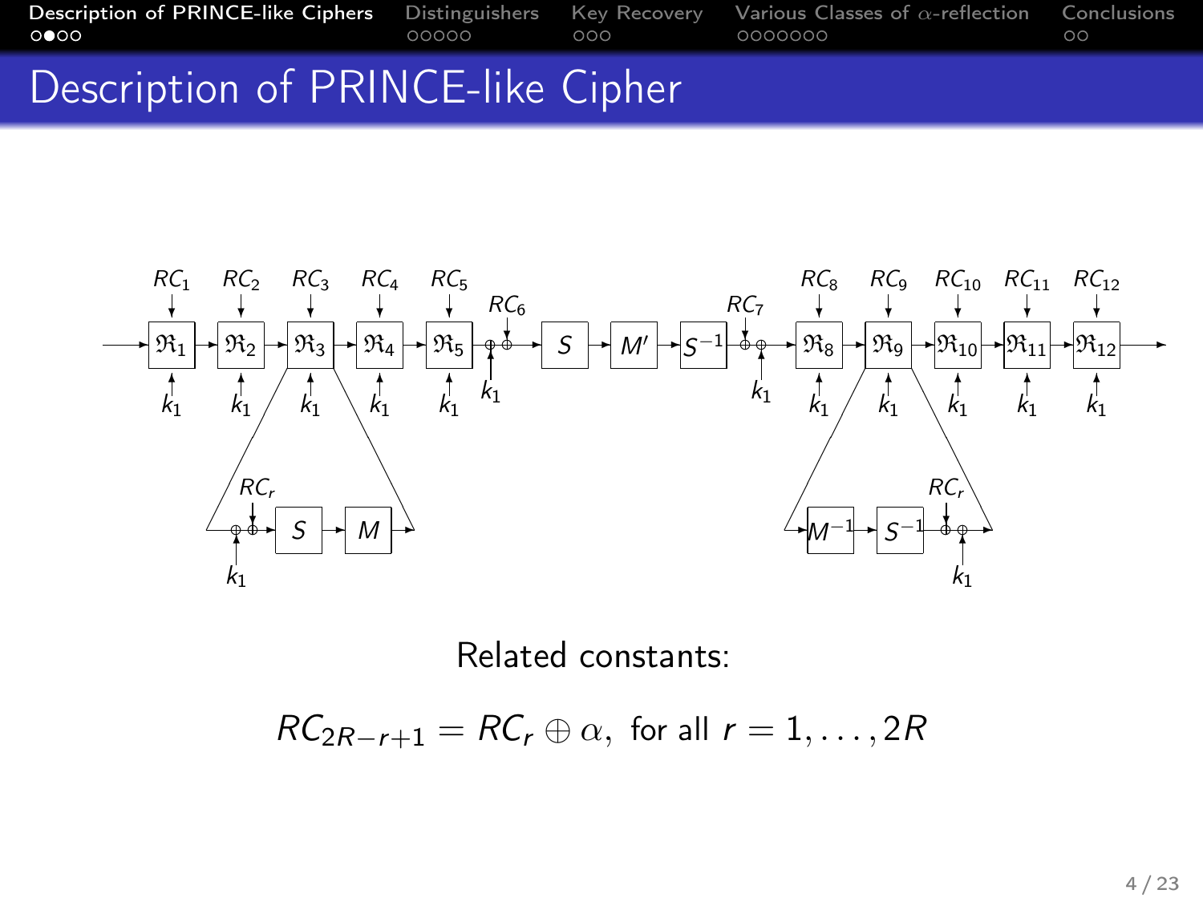# Description of PRINCE-like Cipher

Related constants:

$$RC_{2R-r+1} = RC_r \oplus \alpha, \text{ for all } r = 1, \ldots, 2R$$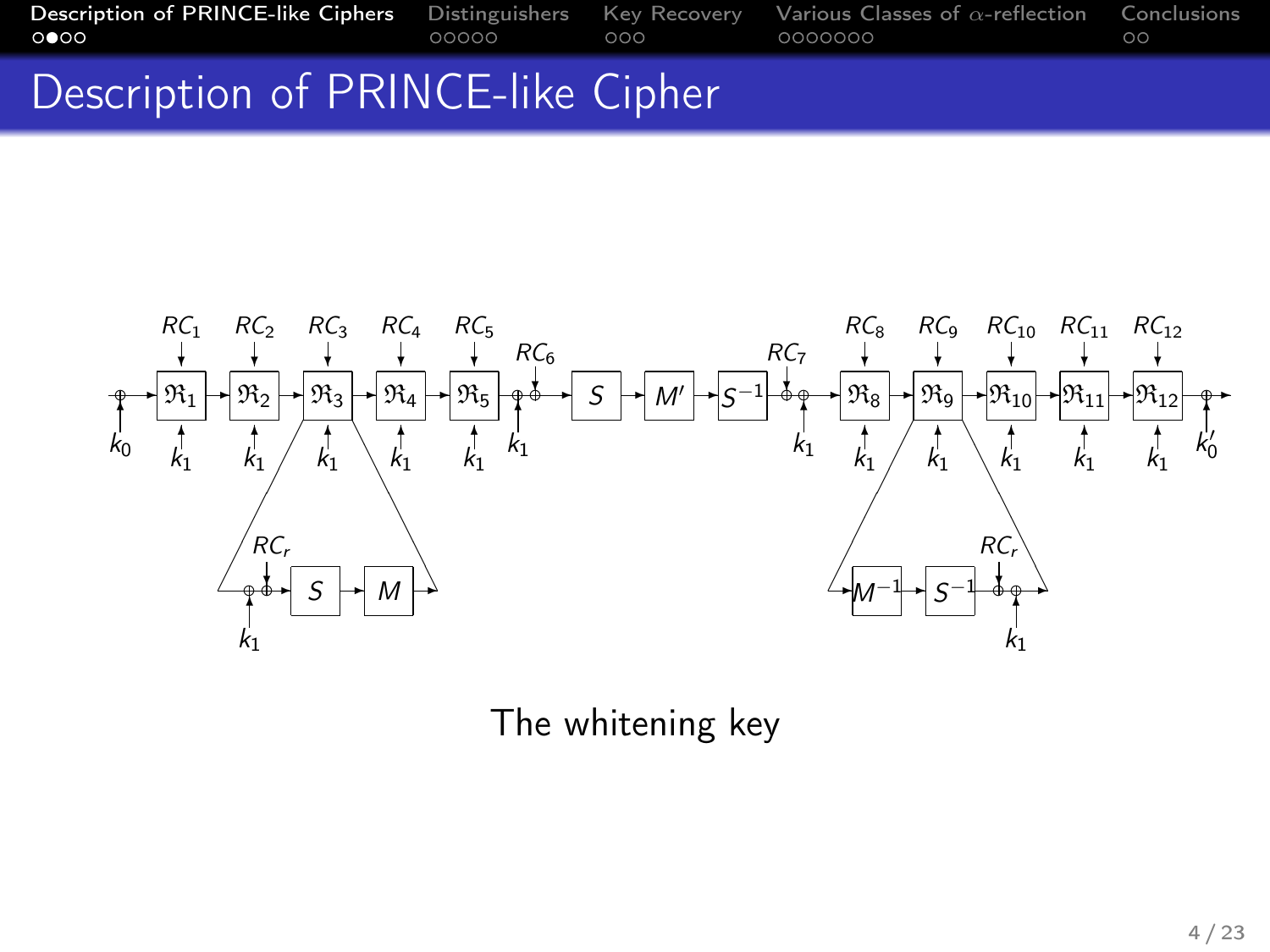# Description of PRINCE-like Cipher

The whitening key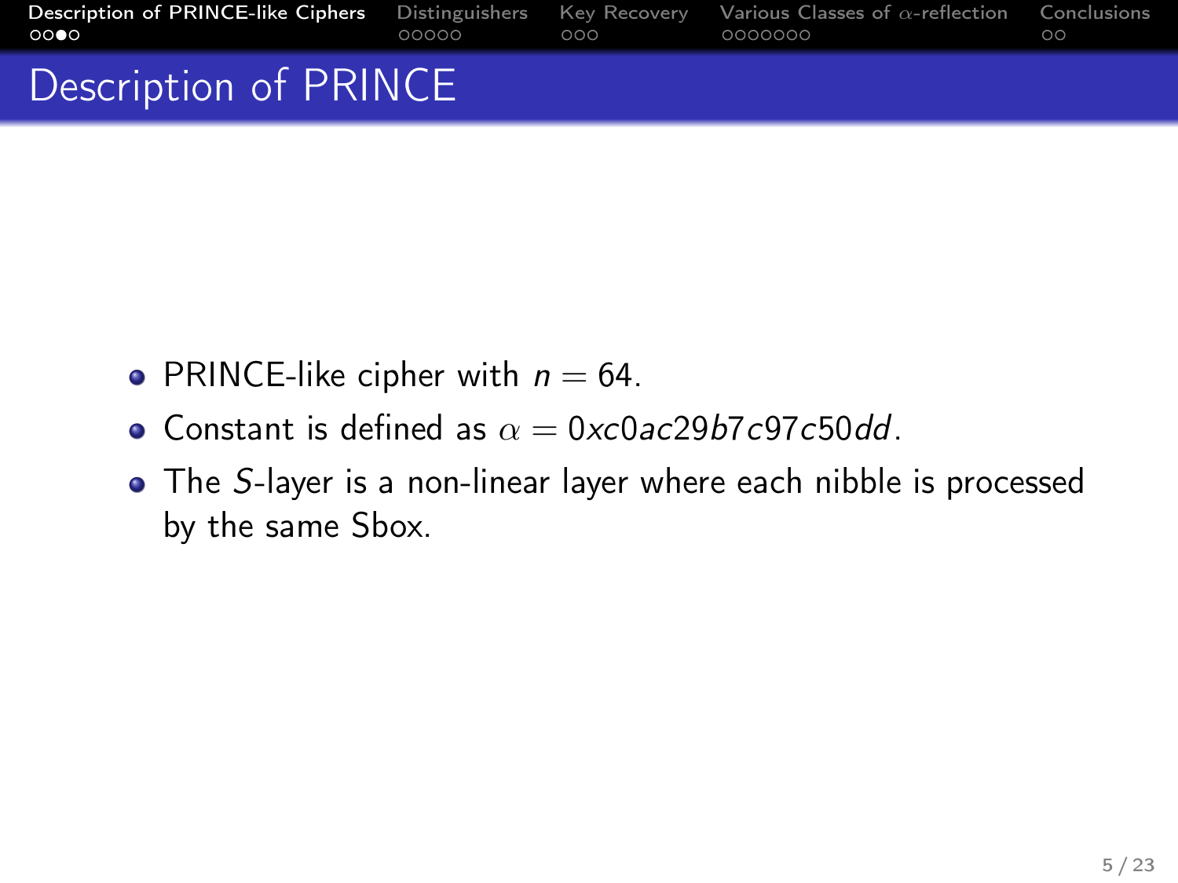# Description of PRINCE

- PRINCE-like cipher with $n = 64$.
- Constant is defined as $\alpha = 0xc0ac29b7c97c50dd$.
- The $S$-layer is a non-linear layer where each nibble is processed by the same Sbox.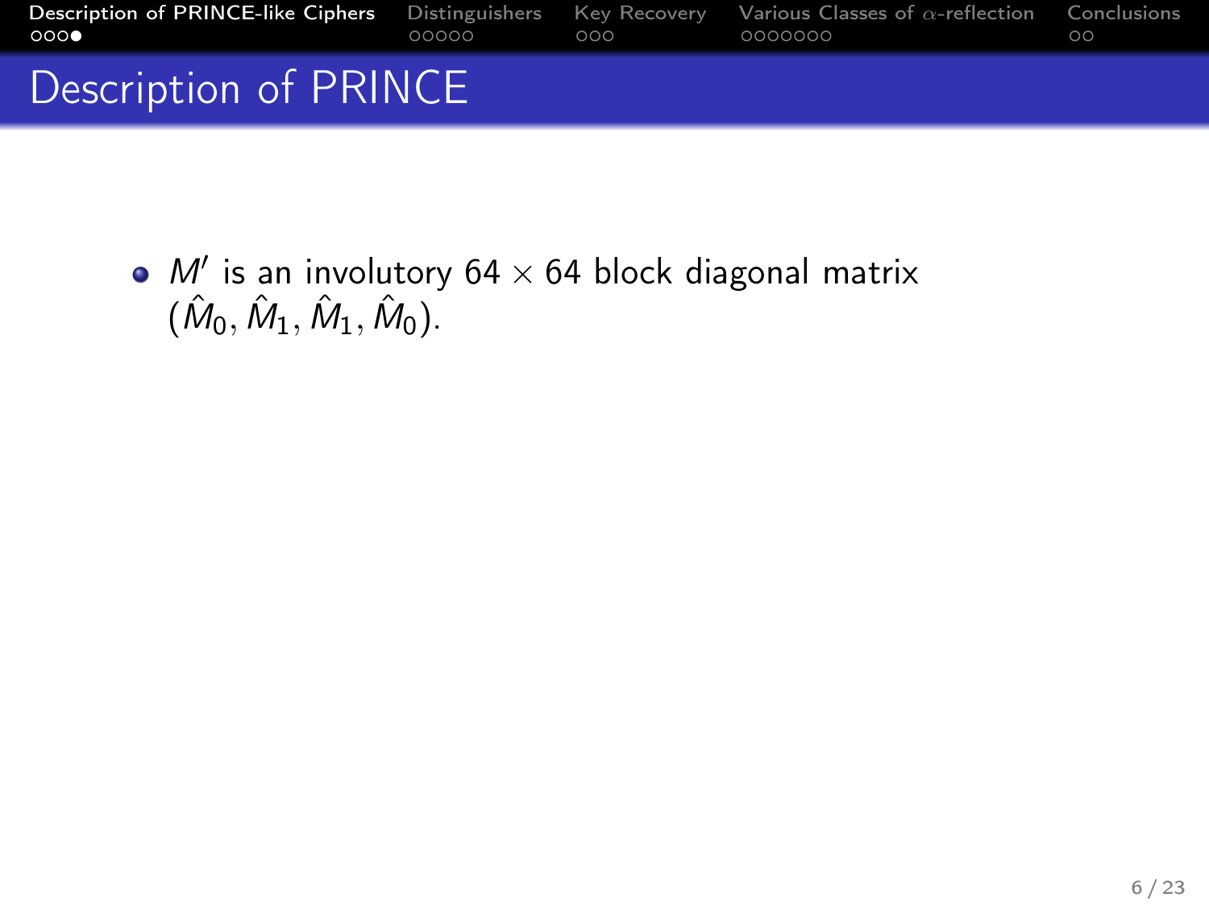# Description of PRINCE

- $M'$ is an involutory $64 \times 64$ block diagonal matrix $(\hat{M}_0, \hat{M}_1, \hat{M}_1, \hat{M}_0)$.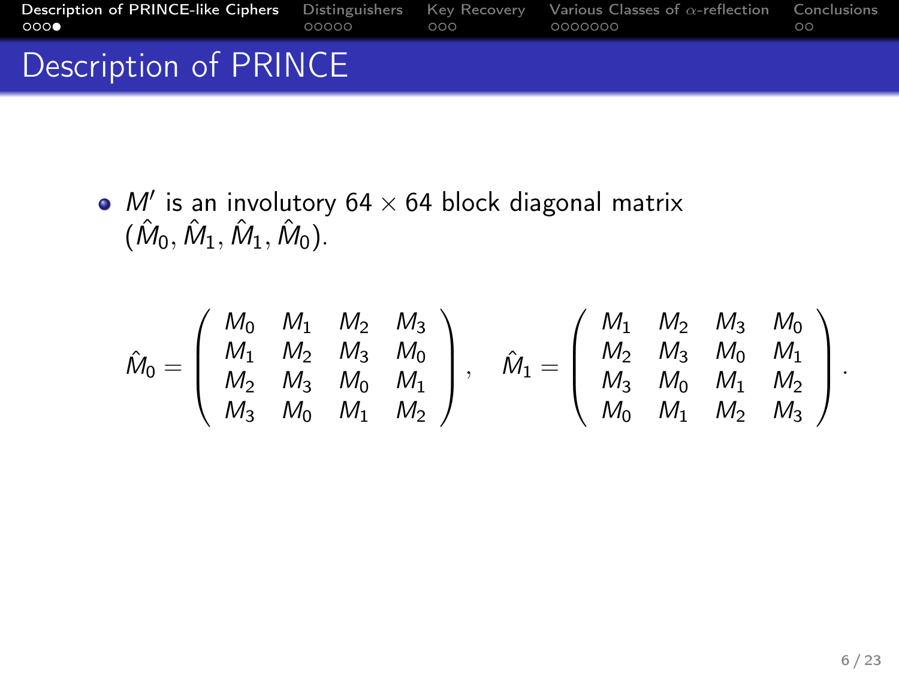# Description of PRINCE

- $M'$ is an involutory $64 \times 64$ block diagonal matrix $(\hat{M}_0, \hat{M}_1, \hat{M}_1, \hat{M}_0)$.

$$
\hat{M}_0 = \begin{pmatrix} M_0 & M_1 & M_2 & M_3 \\ M_1 & M_2 & M_3 & M_0 \\ M_2 & M_3 & M_0 & M_1 \\ M_3 & M_0 & M_1 & M_2 \end{pmatrix}, \quad \hat{M}_1 = \begin{pmatrix} M_1 & M_2 & M_3 & M_0 \\ M_2 & M_3 & M_0 & M_1 \\ M_3 & M_0 & M_1 & M_2 \\ M_0 & M_1 & M_2 & M_3 \end{pmatrix}.
$$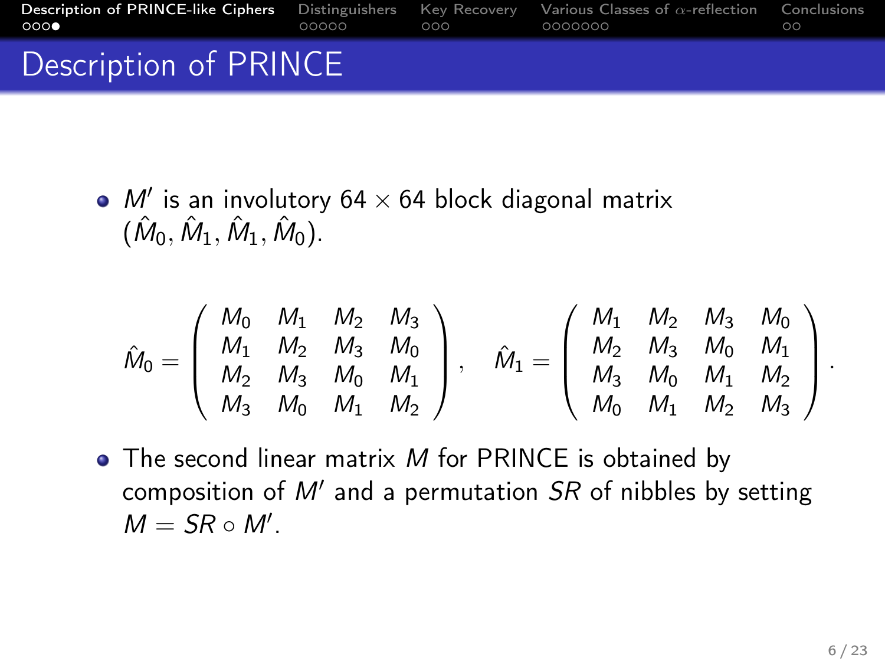## Description of PRINCE

- $M'$ is an involutory $64 \times 64$ block diagonal matrix $(\hat{M}_0, \hat{M}_1, \hat{M}_1, \hat{M}_0)$.

$$\hat{M}_0 = \begin{pmatrix} M_0 & M_1 & M_2 & M_3 \\ M_1 & M_2 & M_3 & M_0 \\ M_2 & M_3 & M_0 & M_1 \\ M_3 & M_0 & M_1 & M_2 \end{pmatrix}, \quad \hat{M}_1 = \begin{pmatrix} M_1 & M_2 & M_3 & M_0 \\ M_2 & M_3 & M_0 & M_1 \\ M_3 & M_0 & M_1 & M_2 \\ M_0 & M_1 & M_2 & M_3 \end{pmatrix}.$$

- The second linear matrix $M$ for PRINCE is obtained by composition of $M'$ and a permutation $SR$ of nibbles by setting $M = SR \circ M'$.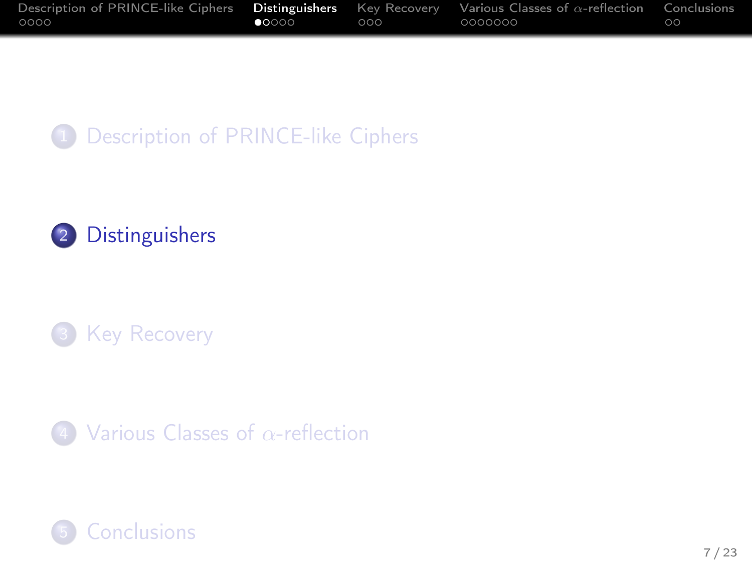1. Description of PRINCE-like Ciphers

2. **Distinguishers**

3. Key Recovery

4. Various Classes of $\alpha$-reflection

5. Conclusions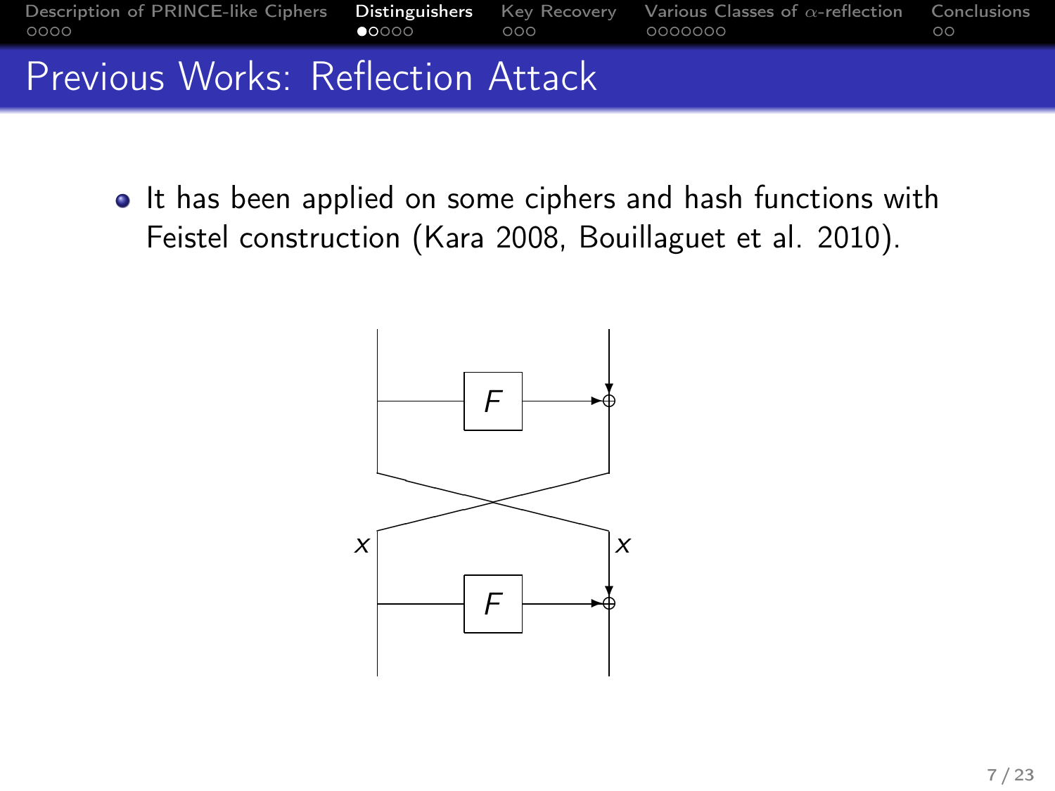## Previous Works: Reflection Attack

- It has been applied on some ciphers and hash functions with Feistel construction (Kara 2008, Bouillaguet et al. 2010).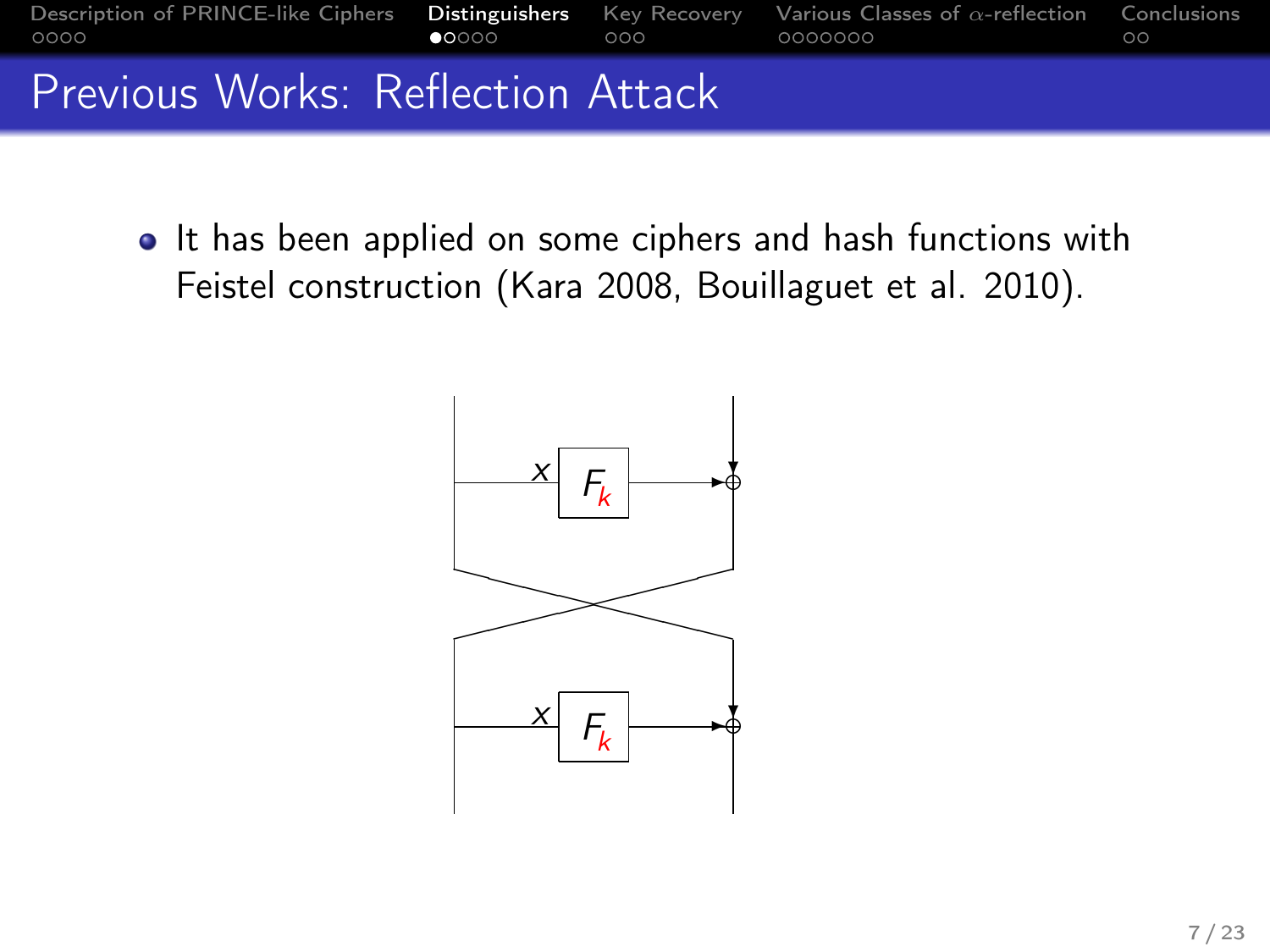# Previous Works: Reflection Attack

- It has been applied on some ciphers and hash functions with Feistel construction (Kara 2008, Bouillaguet et al. 2010).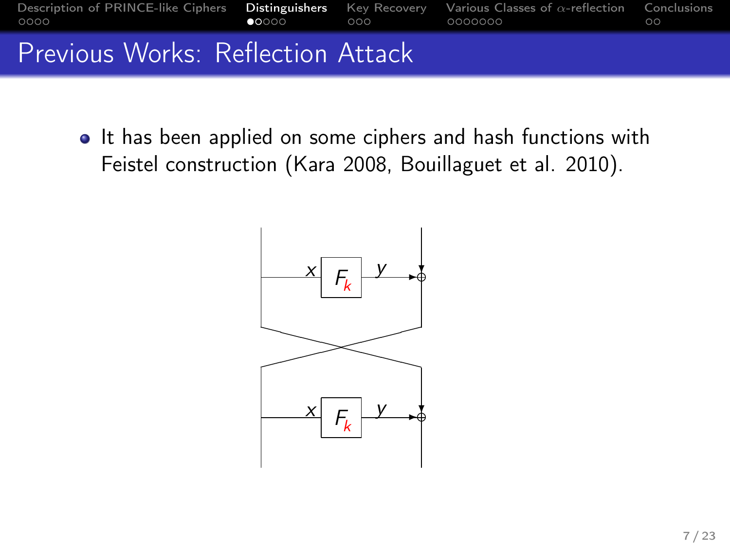## Previous Works: Reflection Attack

- It has been applied on some ciphers and hash functions with Feistel construction (Kara 2008, Bouillaguet et al. 2010).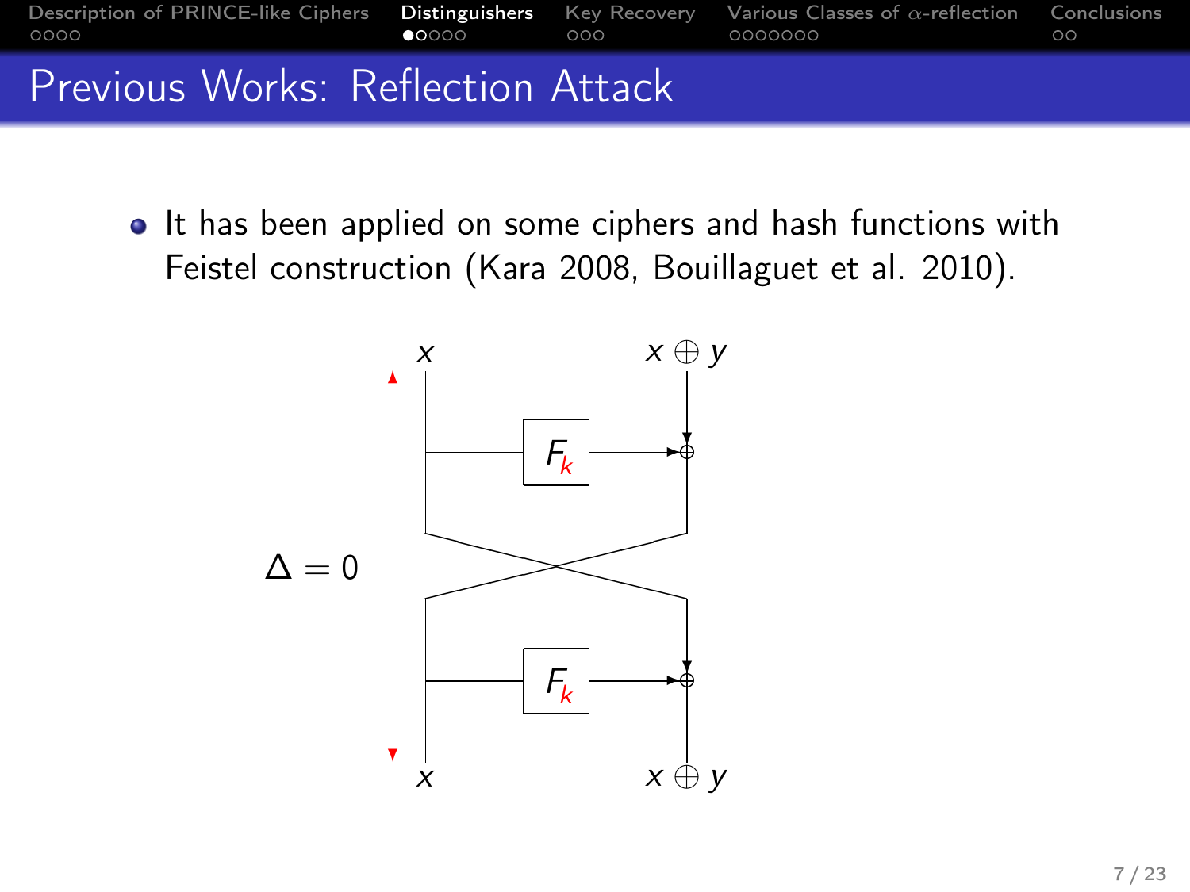## Previous Works: Reflection Attack

- It has been applied on some ciphers and hash functions with Feistel construction (Kara 2008, Bouillaguet et al. 2010).

$x$ $\quad x \oplus y$

$F_k$

$\Delta = 0$

$F_k$

$x$ $\quad x \oplus y$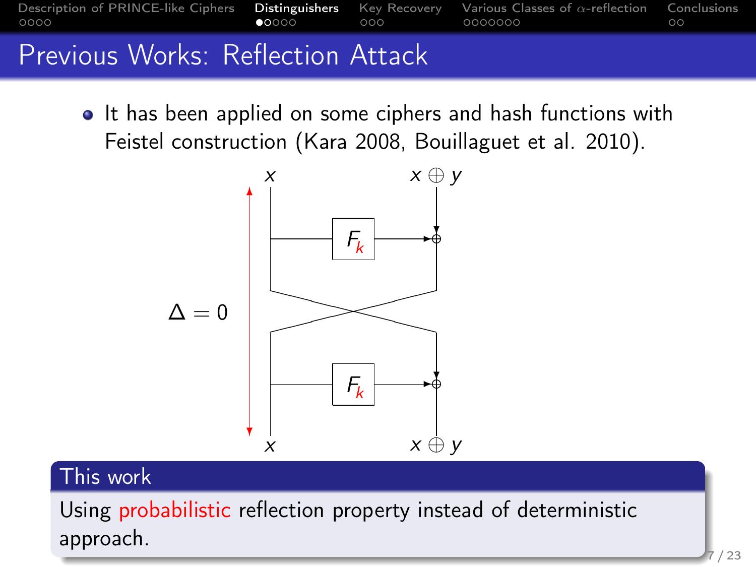# Previous Works: Reflection Attack

- It has been applied on some ciphers and hash functions with Feistel construction (Kara 2008, Bouillaguet et al. 2010).

$x$ $\quad x \oplus y$

$F_k$

$\Delta = 0$

$F_k$

$x$ $\quad x \oplus y$

**This work**

Using probabilistic reflection property instead of deterministic approach.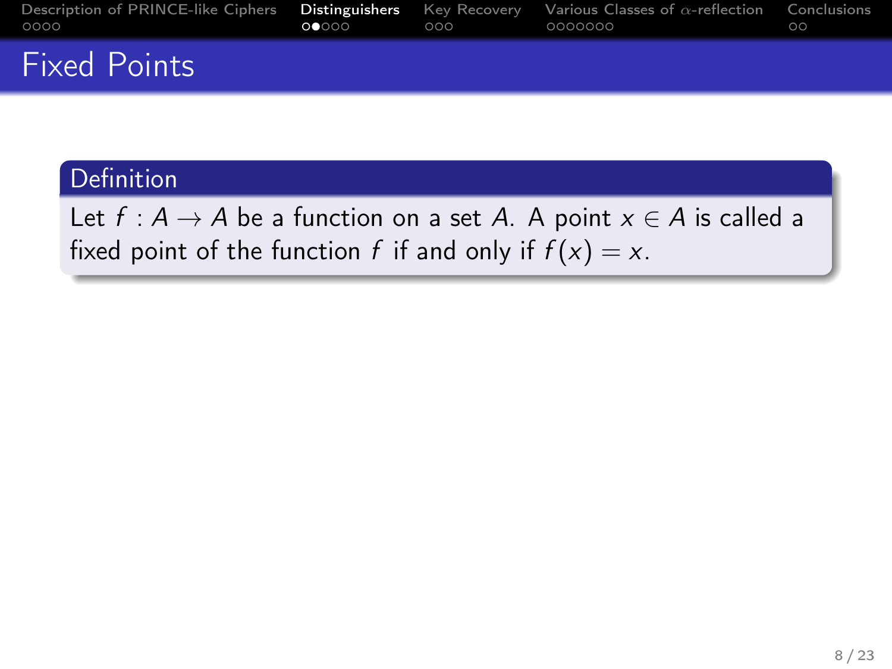# Fixed Points

**Definition**

Let $f : A \to A$ be a function on a set $A$. A point $x \in A$ is called a fixed point of the function $f$ if and only if $f(x) = x$.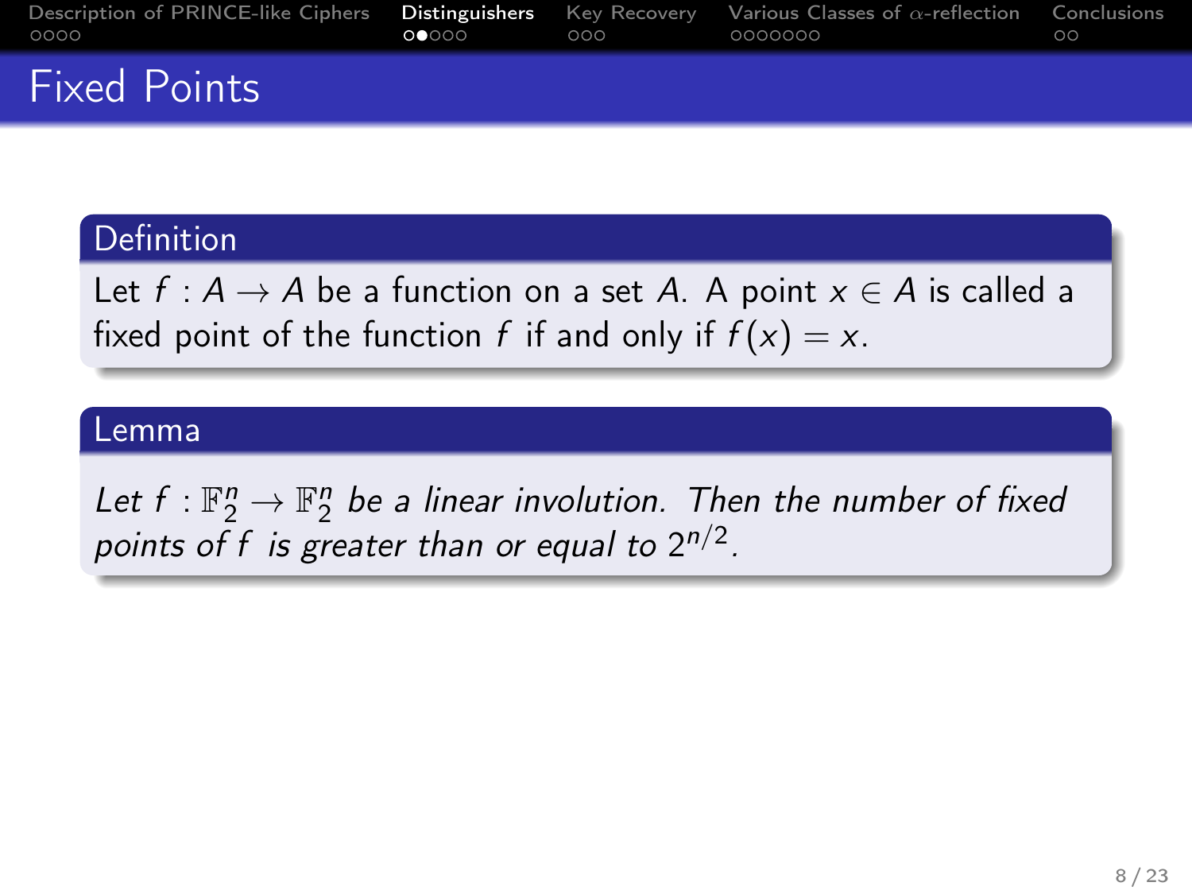# Fixed Points

**Definition**

Let $f : A \to A$ be a function on a set $A$. A point $x \in A$ is called a fixed point of the function $f$ if and only if $f(x) = x$.

**Lemma**

*Let $f : \mathbb{F}_2^n \to \mathbb{F}_2^n$ be a linear involution. Then the number of fixed points of $f$ is greater than or equal to $2^{n/2}$.*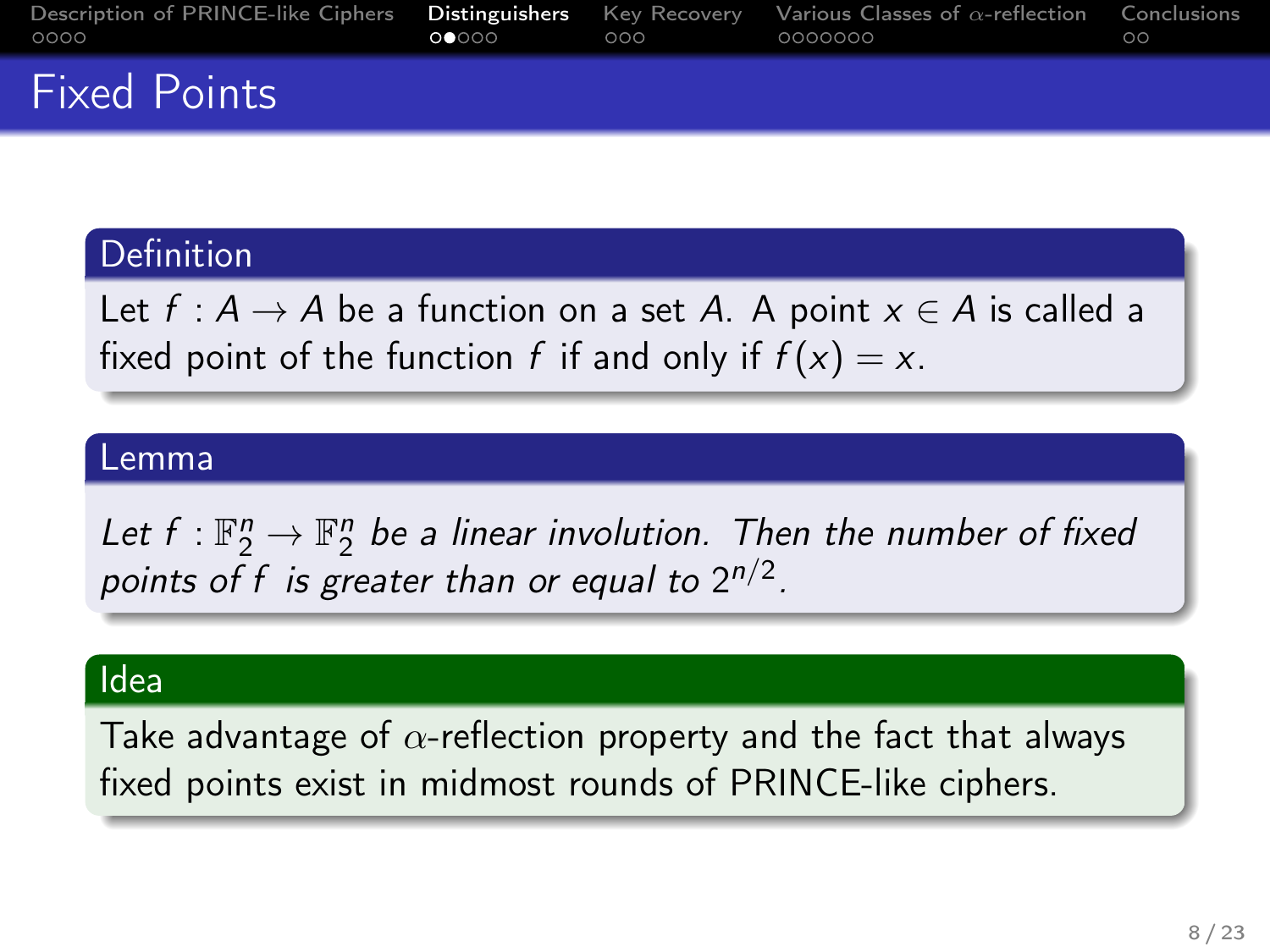# Fixed Points

**Definition**

Let $f : A \rightarrow A$ be a function on a set $A$. A point $x \in A$ is called a fixed point of the function $f$ if and only if $f(x) = x$.

**Lemma**

*Let $f : \mathbb{F}_2^n \rightarrow \mathbb{F}_2^n$ be a linear involution. Then the number of fixed points of $f$ is greater than or equal to $2^{n/2}$.*

**Idea**

Take advantage of $\alpha$-reflection property and the fact that always fixed points exist in midmost rounds of PRINCE-like ciphers.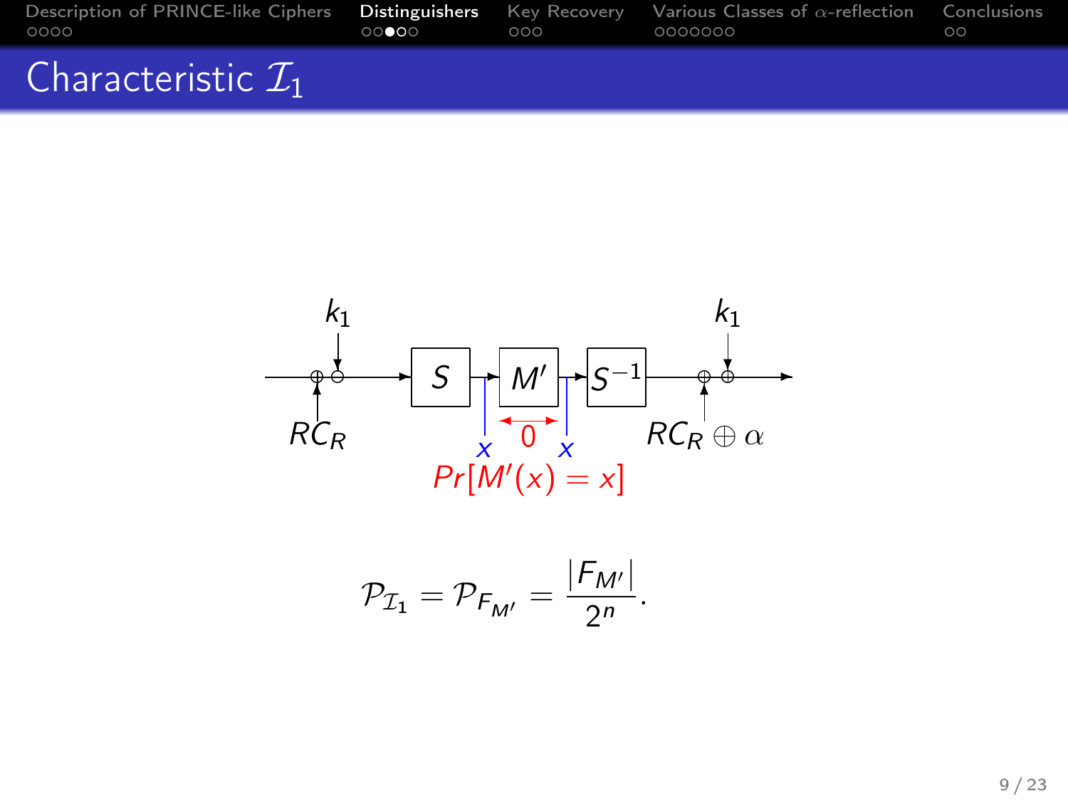## Characteristic $\mathcal{I}_1$

$k_1$ $RC_R$ $S$ $M'$ $S^{-1}$ $RC_R \oplus \alpha$ $k_1$

$x$ $0$ $x$

$Pr[M'(x) = x]$

$$\mathcal{P}_{\mathcal{I}_1} = \mathcal{P}_{F_{M'}} = \frac{|F_{M'}|}{2^n}.$$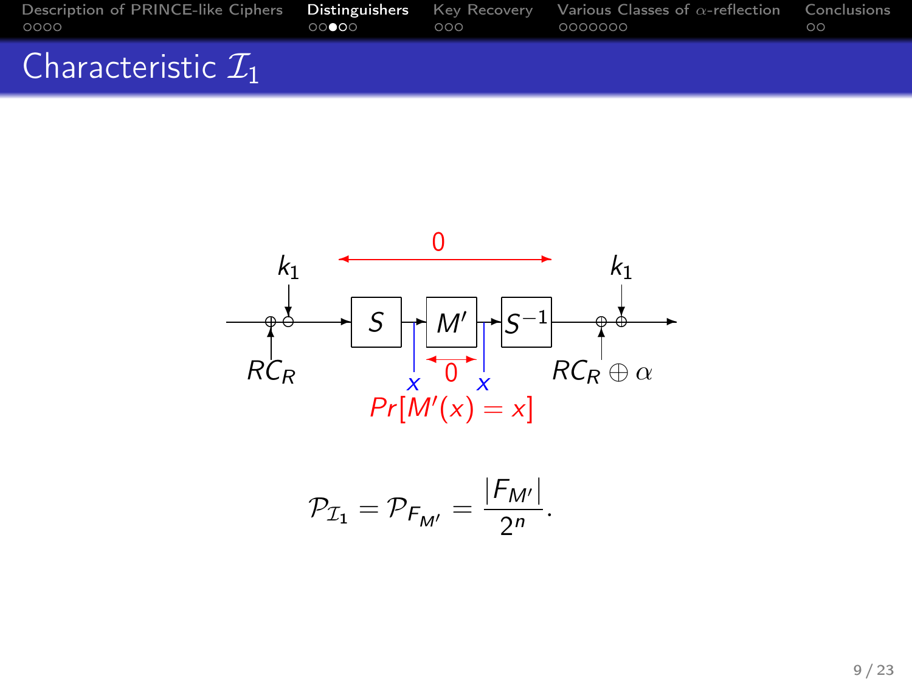# Characteristic $\mathcal{I}_1$

$k_1$ $RC_R$ $S$ $M'$ $S^{-1}$ $RC_R \oplus \alpha$ $k_1$

0

$x$ 0 $x$

$Pr[M'(x) = x]$

$$\mathcal{P}_{\mathcal{I}_1} = \mathcal{P}_{F_{M'}} = \frac{|F_{M'}|}{2^n}.$$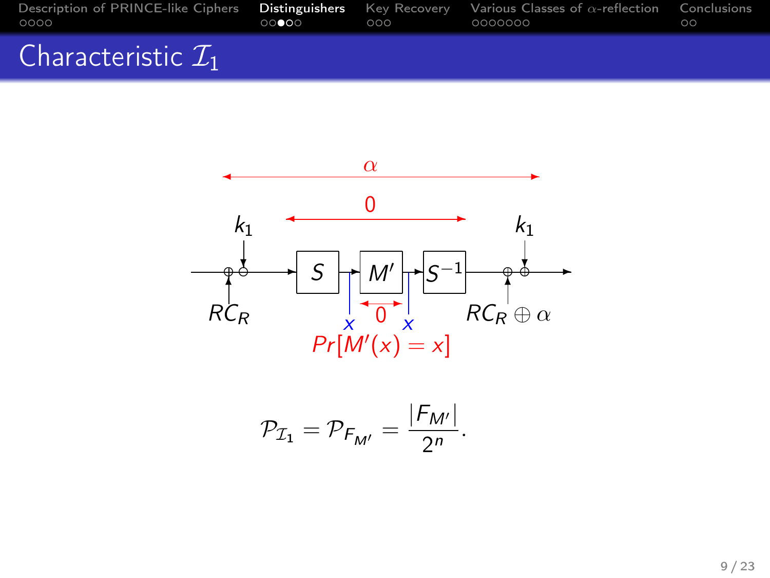# Characteristic $\mathcal{I}_1$

$\alpha$

$0$

$k_1$ $k_1$

$S$ $M'$ $S^{-1}$

$RC_R$ $RC_R \oplus \alpha$

$x$ $0$ $x$

$Pr[M'(x) = x]$

$$\mathcal{P}_{\mathcal{I}_1} = \mathcal{P}_{F_{M'}} = \frac{|F_{M'}|}{2^n}.$$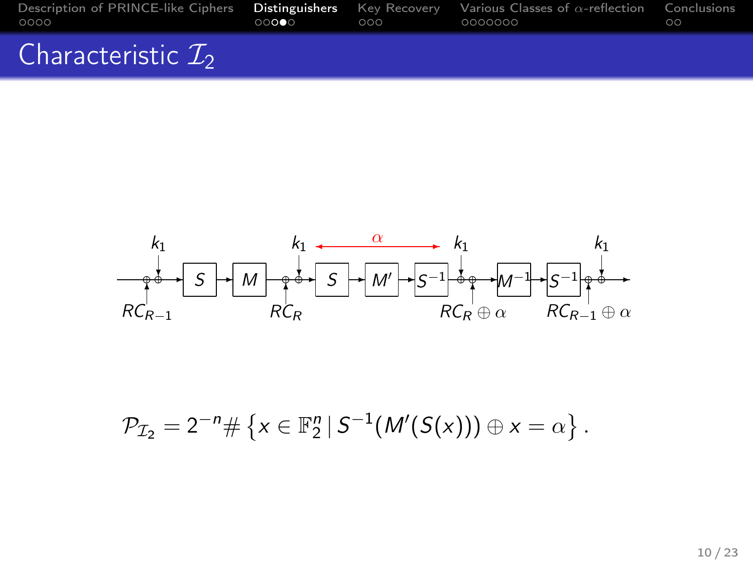# Characteristic $\mathcal{I}_2$

$k_1$ | $k_1$ | $\alpha$ | $k_1$ | $k_1$

$S$ → $M$ → $S$ → $M'$ → $S^{-1}$ → $M^{-1}$ → $S^{-1}$

$RC_{R-1}$ | $RC_R$ | $RC_R \oplus \alpha$ | $RC_{R-1} \oplus \alpha$

$$\mathcal{P}_{\mathcal{I}_2} = 2^{-n} \# \left\{ x \in \mathbb{F}_2^n \,|\, S^{-1}(M'(S(x))) \oplus x = \alpha \right\}.$$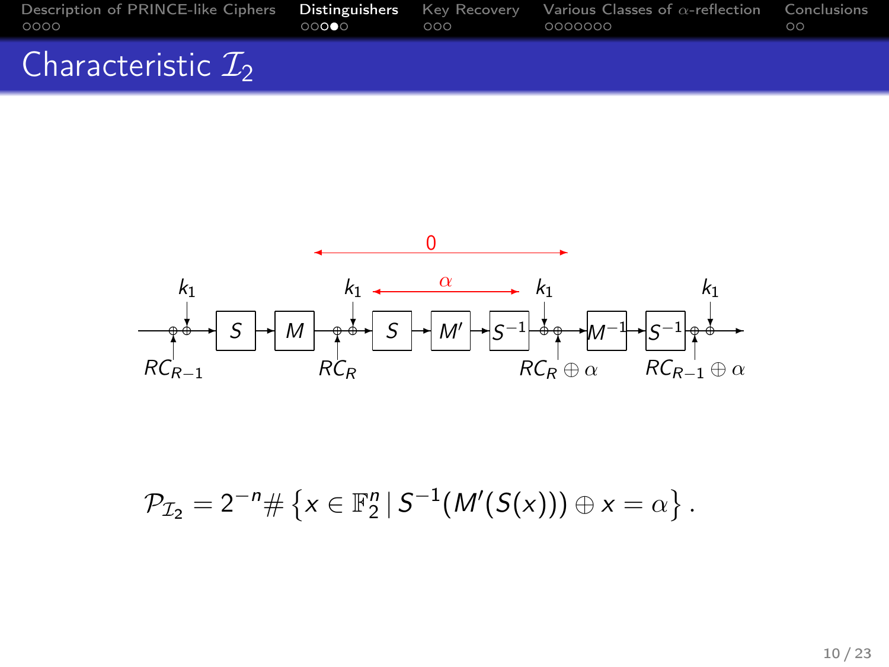# Characteristic $\mathcal{I}_2$

$$\mathcal{P}_{\mathcal{I}_2} = 2^{-n} \# \left\{ x \in \mathbb{F}_2^n \,|\, S^{-1}(M'(S(x))) \oplus x = \alpha \right\}.$$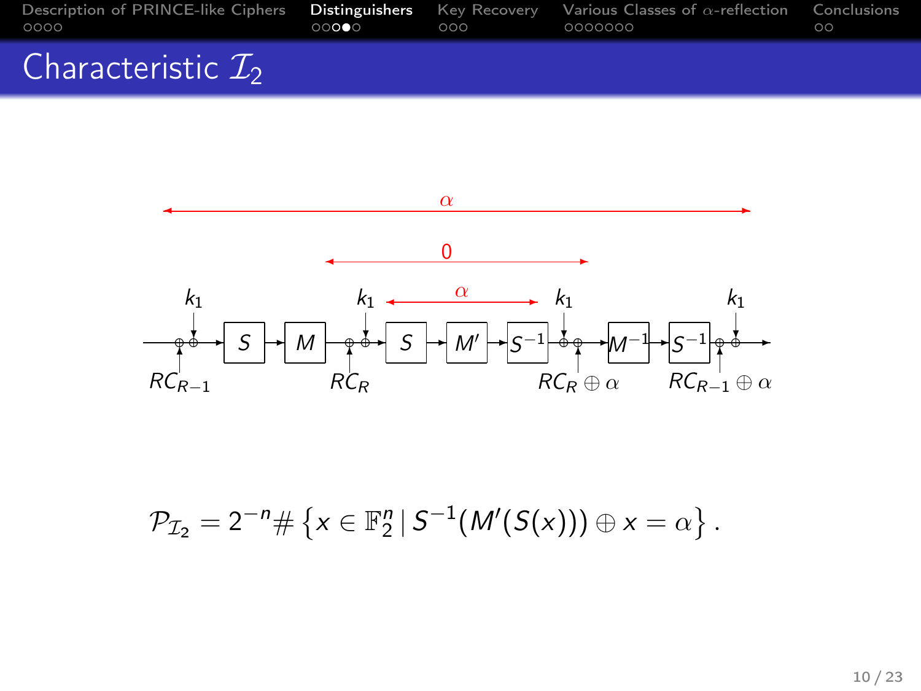# Characteristic $\mathcal{I}_2$

$\alpha$

$0$

$k_1$ $k_1$ $\alpha$ $k_1$ $k_1$

$S$ $M$ $S$ $M'$ $S^{-1}$ $M^{-1}$ $S^{-1}$

$RC_{R-1}$ $RC_R$ $RC_R \oplus \alpha$ $RC_{R-1} \oplus \alpha$

$$\mathcal{P}_{\mathcal{I}_2} = 2^{-n} \# \left\{ x \in \mathbb{F}_2^n \,|\, S^{-1}(M'(S(x))) \oplus x = \alpha \right\}.$$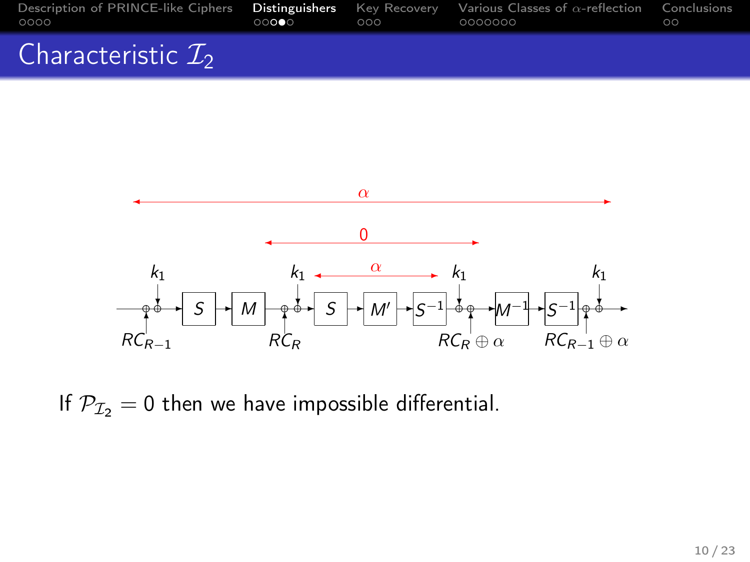# Characteristic $\mathcal{I}_2$

If $\mathcal{P}_{\mathcal{I}_2} = 0$ then we have impossible differential.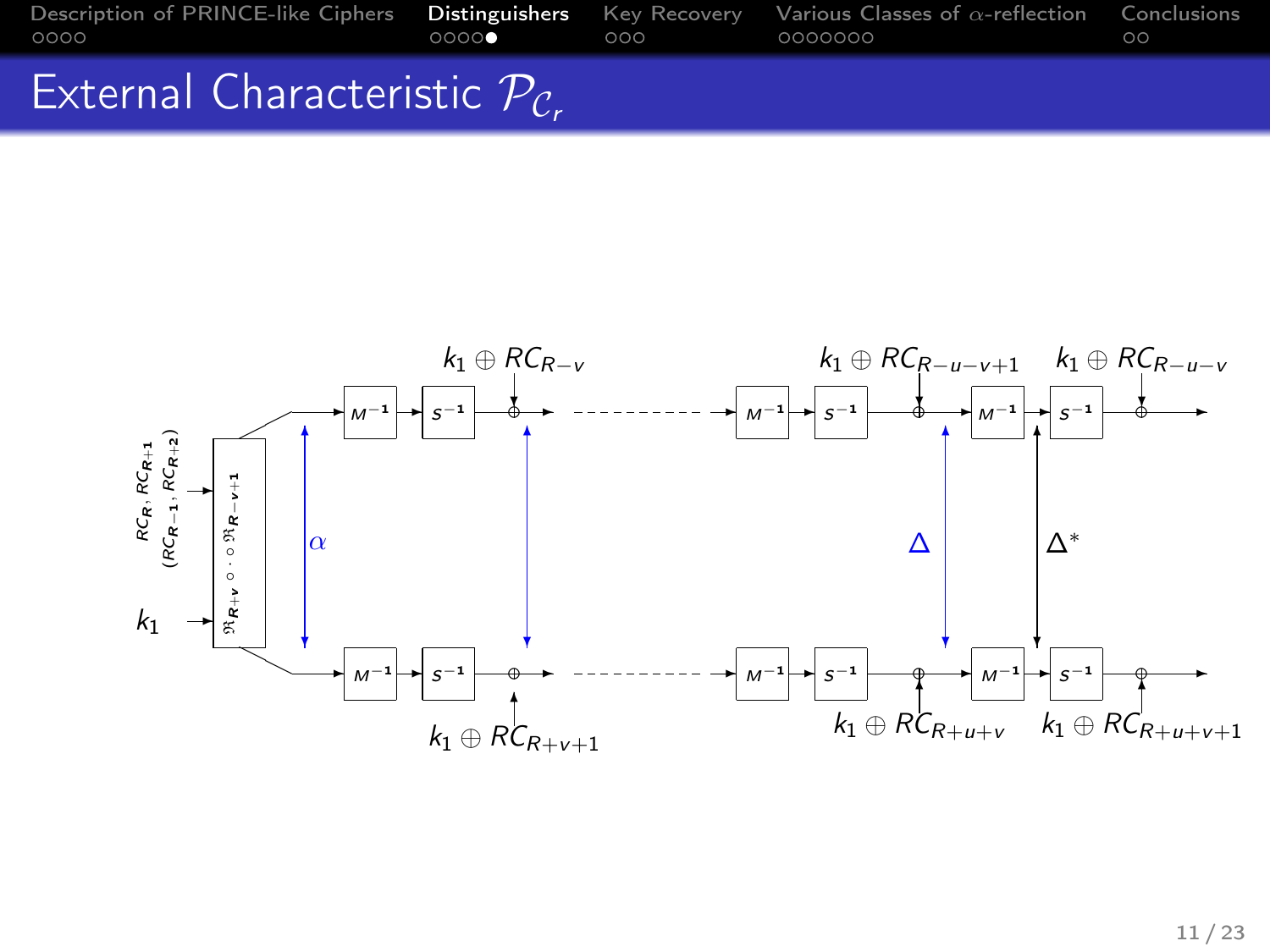# External Characteristic $\mathcal{P}_{\mathcal{C}_r}$

$k_1 \oplus RC_{R-v}$ $k_1 \oplus RC_{R-u-v+1}$ $k_1 \oplus RC_{R-u-v}$

$RC_R, RC_{R+1}$ $(RC_{R-1}, RC_{R+2})$

$\mathfrak{R}_{R+v} \circ \cdot \circ \mathfrak{R}_{R-v+1}$

$k_1$

$M^{-1}$ $S^{-1}$ $\alpha$ $\Delta$ $\Delta^*$

$k_1 \oplus RC_{R+v+1}$ $k_1 \oplus RC_{R+u+v}$ $k_1 \oplus RC_{R+u+v+1}$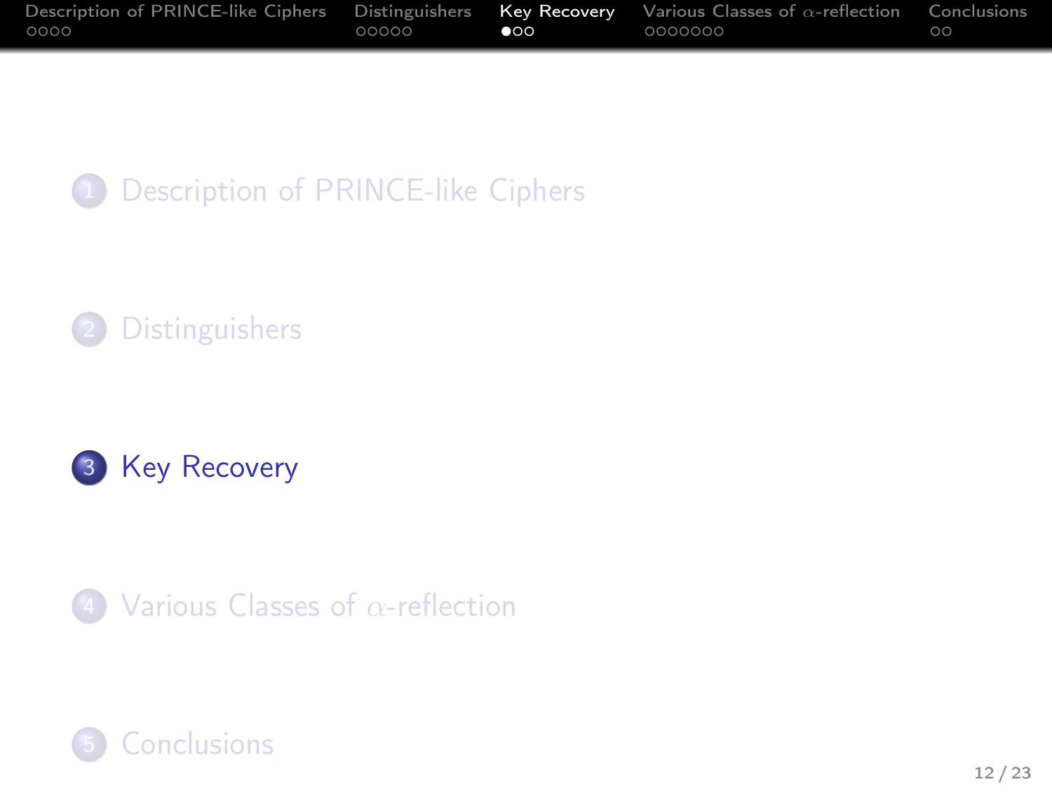1. Description of PRINCE-like Ciphers
2. Distinguishers
3. **Key Recovery**
4. Various Classes of $\alpha$-reflection
5. Conclusions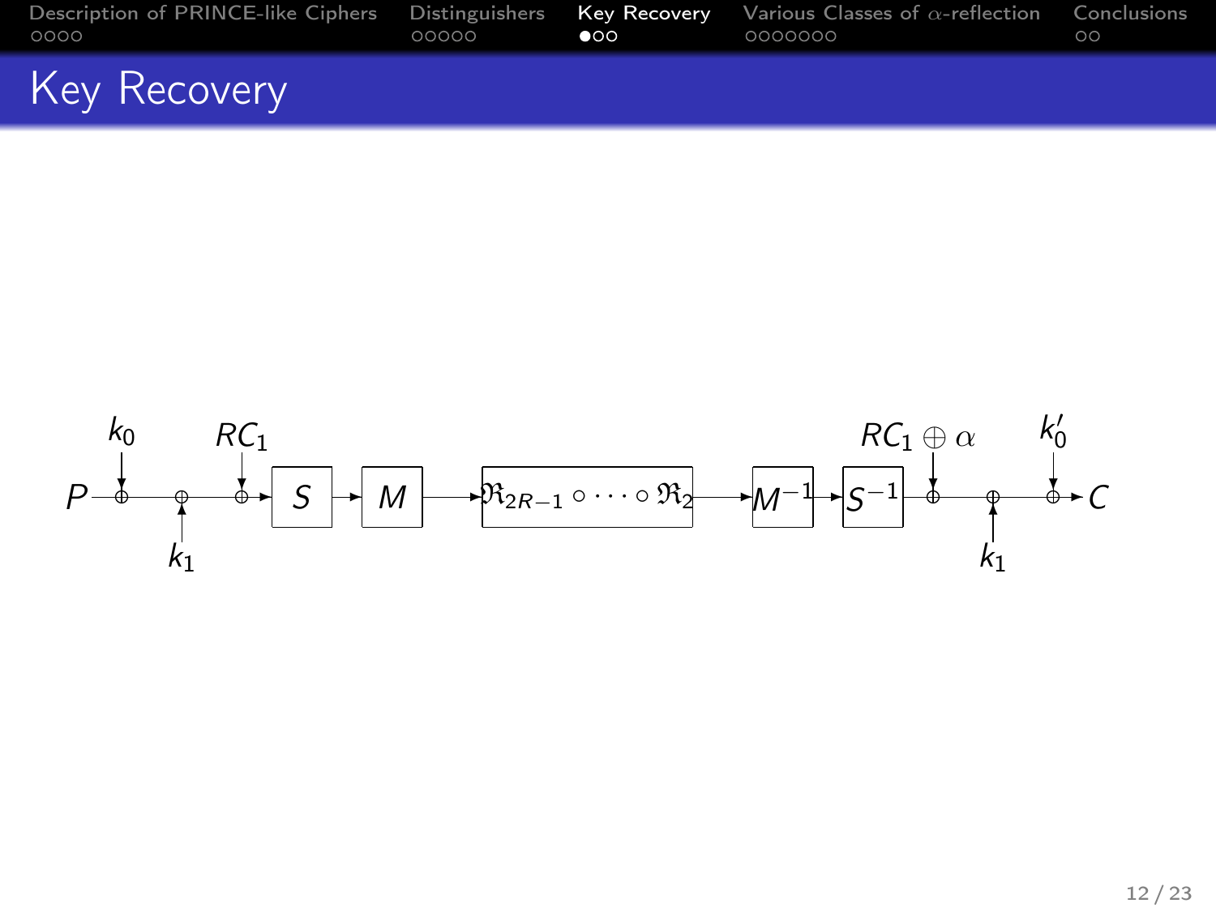# Key Recovery

$$P \xrightarrow{\oplus k_0} \xrightarrow{\oplus k_1} \xrightarrow{\oplus RC_1} S \rightarrow M \rightarrow \mathfrak{R}_{2R-1} \circ \cdots \circ \mathfrak{R}_2 \rightarrow M^{-1} \rightarrow S^{-1} \xrightarrow{\oplus RC_1 \oplus \alpha} \xrightarrow{\oplus k_1} \xrightarrow{\oplus k_0'} C$$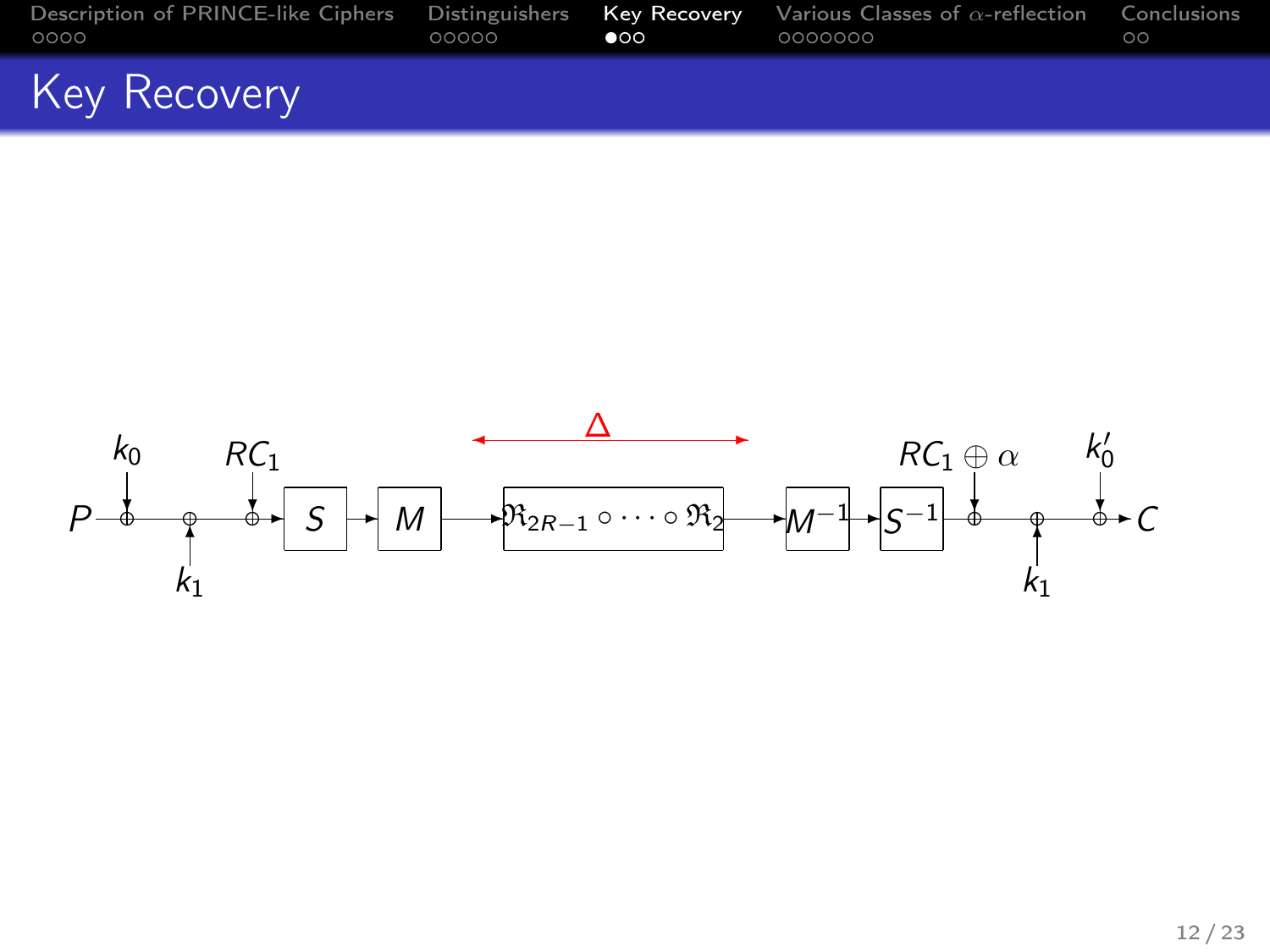# Key Recovery

$\Delta$

$P \rightarrow \oplus k_0 \rightarrow \oplus k_1 \rightarrow \oplus RC_1 \rightarrow S \rightarrow M \rightarrow \mathfrak{R}_{2R-1} \circ \cdots \circ \mathfrak{R}_2 \rightarrow M^{-1} \rightarrow S^{-1} \rightarrow \oplus RC_1 \oplus \alpha \rightarrow \oplus k_1 \rightarrow \oplus k_0' \rightarrow C$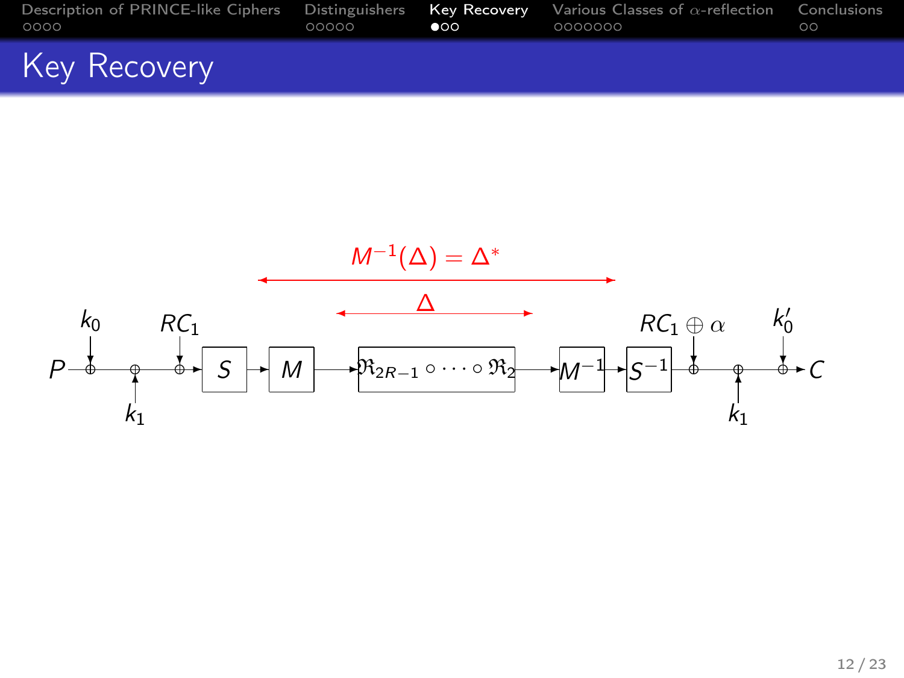# Key Recovery

$M^{-1}(\Delta) = \Delta^*$

$\Delta$

$P$ — $k_0$ — $k_1$ — $RC_1$ — $S$ — $M$ — $\mathfrak{R}_{2R-1} \circ \cdots \circ \mathfrak{R}_2$ — $M^{-1}$ — $S^{-1}$ — $RC_1 \oplus \alpha$ — $k_1$ — $k_0'$ — $C$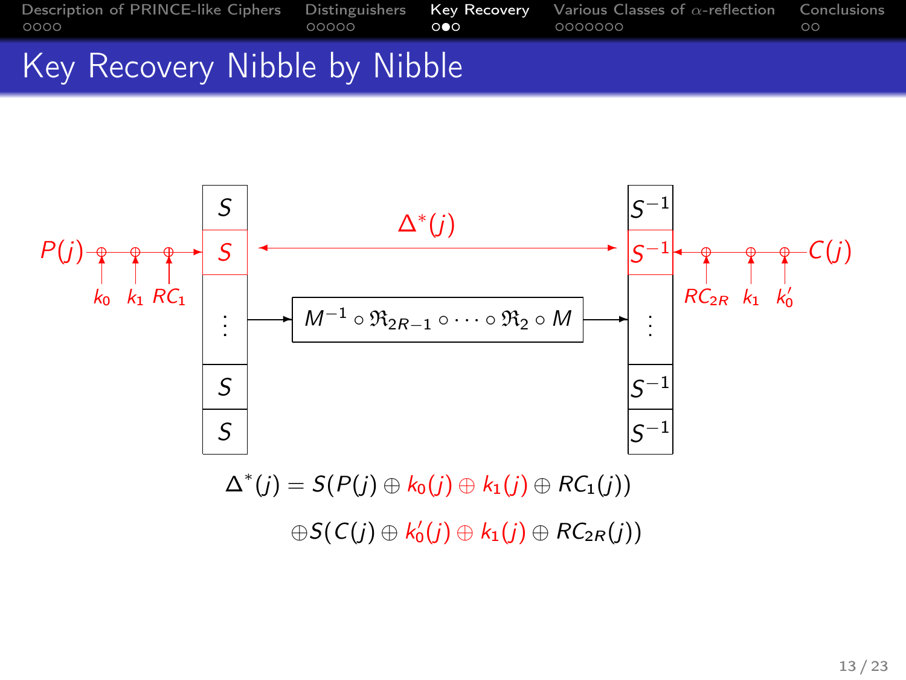# Key Recovery Nibble by Nibble

$$\Delta^*(j) = S(P(j) \oplus k_0(j) \oplus k_1(j) \oplus RC_1(j))$$

$$\oplus S(C(j) \oplus k_0'(j) \oplus k_1(j) \oplus RC_{2R}(j))$$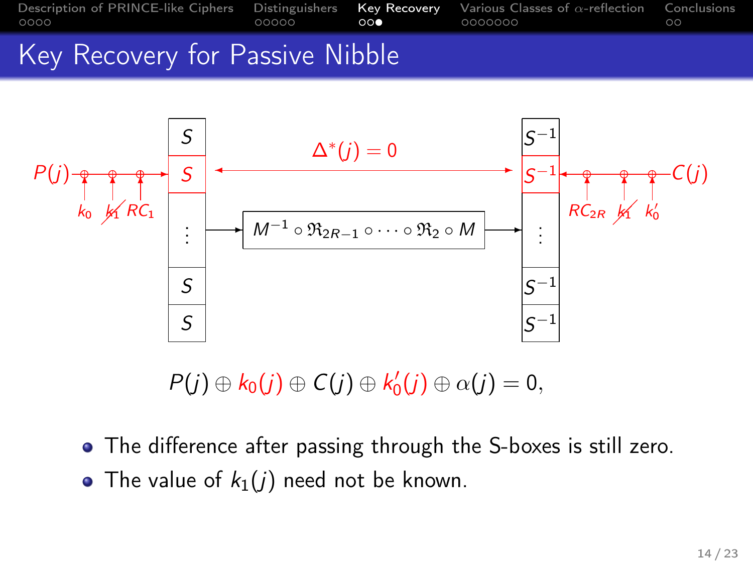# Key Recovery for Passive Nibble

$P(j)$ — $k_0$, $k_1$ (crossed out), $RC_1$ → $S$

$\Delta^*(j) = 0$

$M^{-1} \circ \mathfrak{R}_{2R-1} \circ \cdots \circ \mathfrak{R}_2 \circ M$

$S^{-1}$ ← $RC_{2R}$, $k_1$ (crossed out), $k_0'$ — $C(j)$

$$P(j) \oplus k_0(j) \oplus C(j) \oplus k_0'(j) \oplus \alpha(j) = 0,$$

- The difference after passing through the S-boxes is still zero.
- The value of $k_1(j)$ need not be known.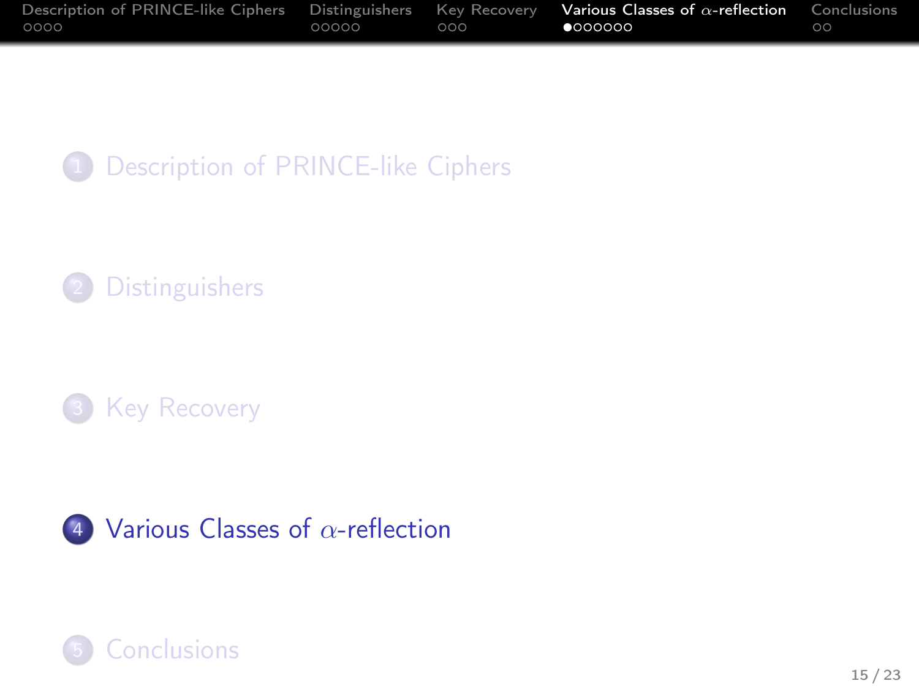1. Description of PRINCE-like Ciphers
2. Distinguishers
3. Key Recovery
4. Various Classes of $\alpha$-reflection
5. Conclusions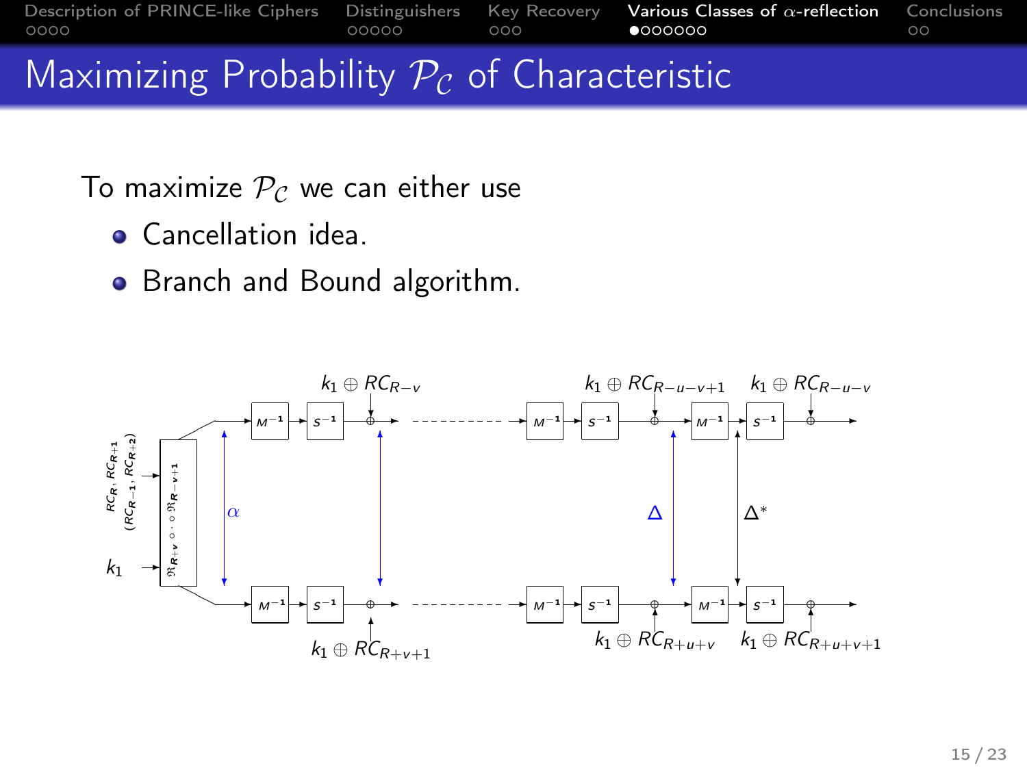# Maximizing Probability $\mathcal{P}_{\mathcal{C}}$ of Characteristic

To maximize $\mathcal{P}_{\mathcal{C}}$ we can either use

- Cancellation idea.
- Branch and Bound algorithm.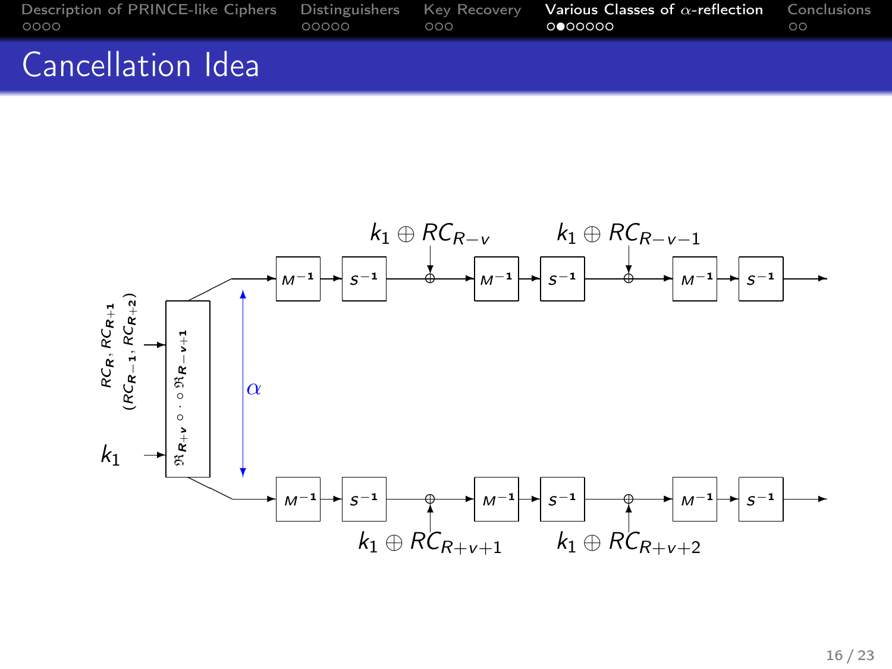# Cancellation Idea

$RC_R, RC_{R+1}$

$(RC_{R-1}, RC_{R+2})$

$k_1$

$\mathfrak{R}_{R+v} \circ \cdot \circ \mathfrak{R}_{R-v+1}$

$\alpha$

$k_1 \oplus RC_{R-v}$

$k_1 \oplus RC_{R-v-1}$

$M^{-1}$ → $S^{-1}$ → ⊕ → $M^{-1}$ → $S^{-1}$ → ⊕ → $M^{-1}$ → $S^{-1}$

$M^{-1}$ → $S^{-1}$ → ⊕ → $M^{-1}$ → $S^{-1}$ → ⊕ → $M^{-1}$ → $S^{-1}$

$k_1 \oplus RC_{R+v+1}$

$k_1 \oplus RC_{R+v+2}$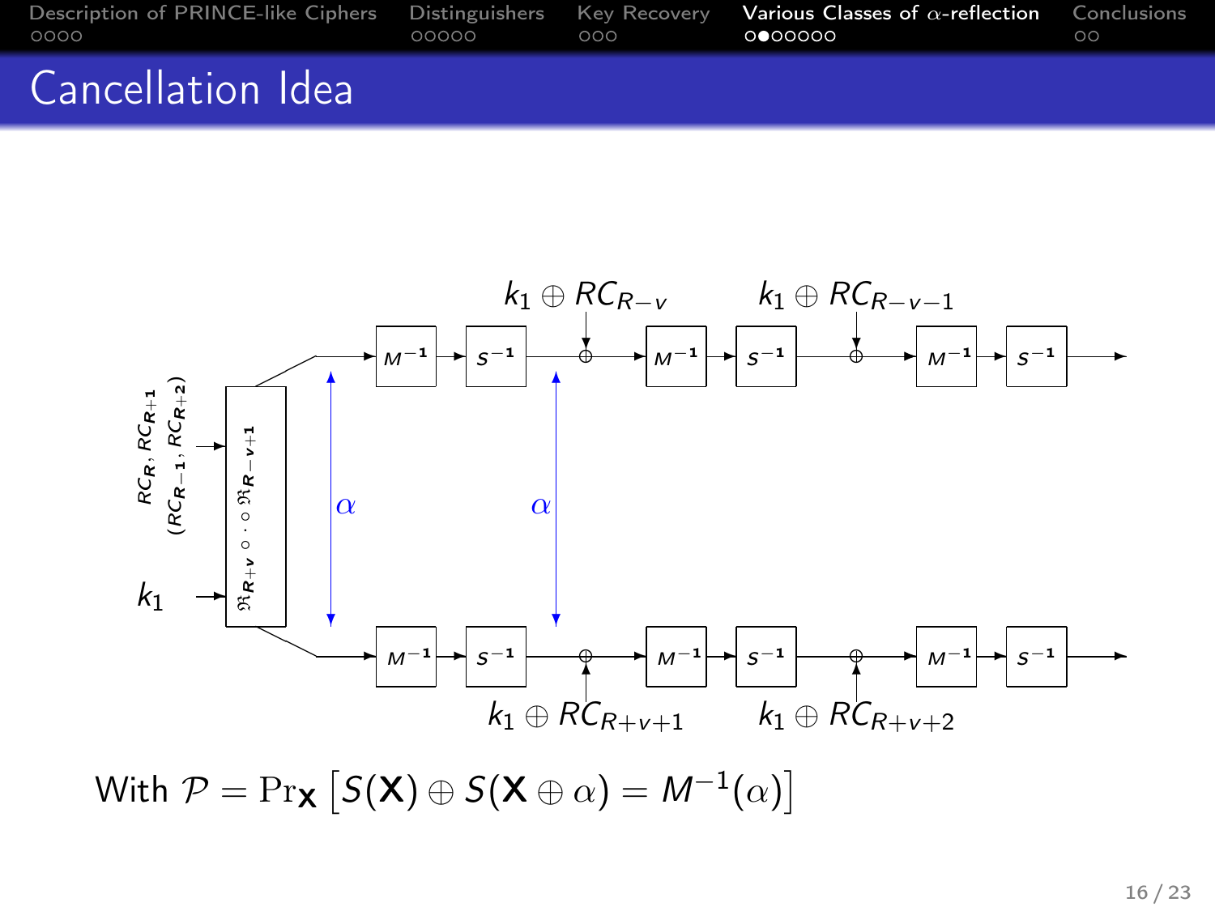# Cancellation Idea

With $\mathcal{P} = \Pr_{\mathbf{X}}\left[S(\mathbf{X}) \oplus S(\mathbf{X} \oplus \alpha) = M^{-1}(\alpha)\right]$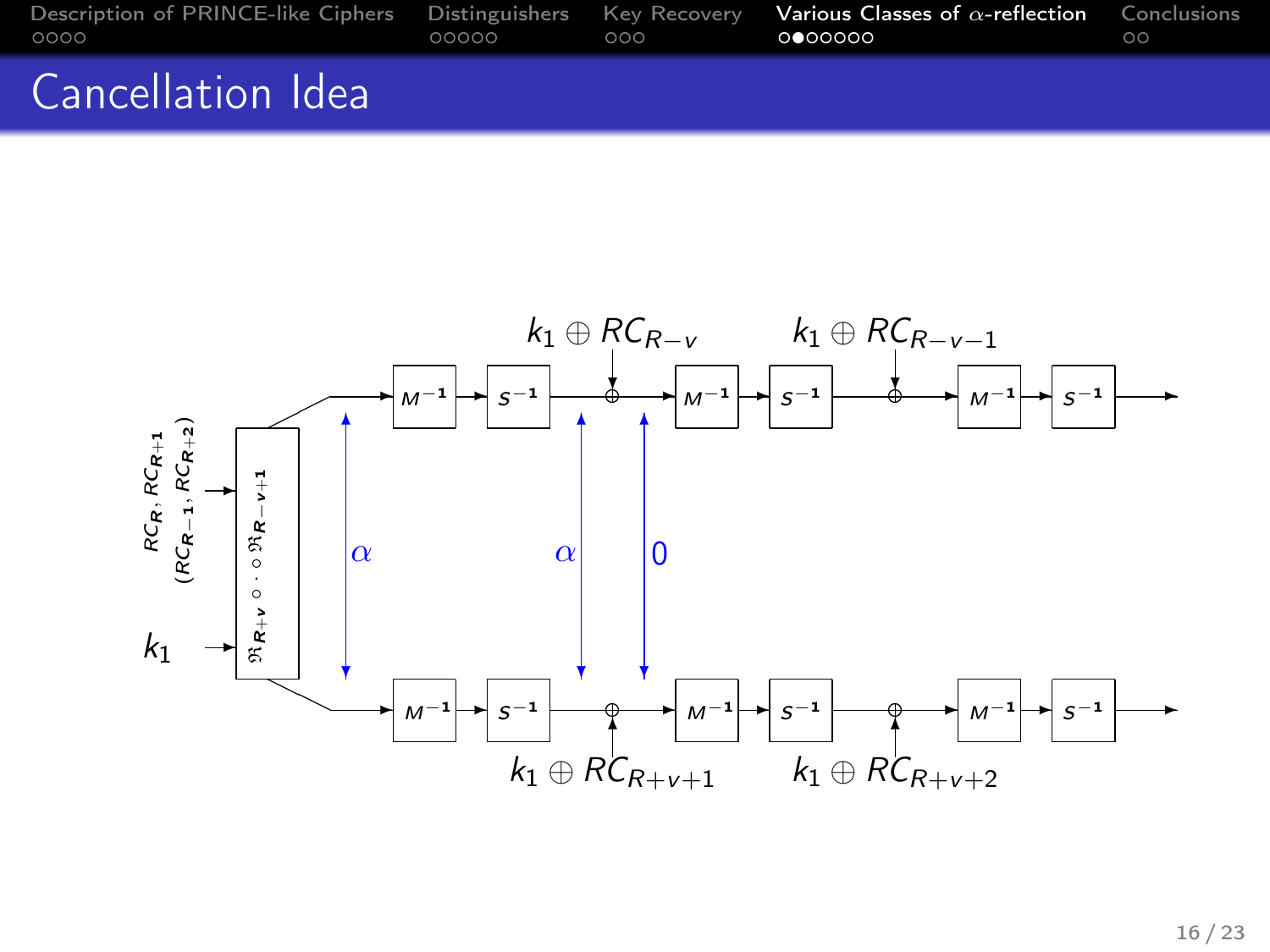# Cancellation Idea

$RC_R, RC_{R+1}$

$(RC_{R-1}, RC_{R+2})$

$k_1$

$\mathfrak{R}_{R+v} \circ \cdots \circ \mathfrak{R}_{R-v+1}$

$k_1 \oplus RC_{R-v}$ $\quad$ $k_1 \oplus RC_{R-v-1}$

$M^{-1}$ $S^{-1}$ $M^{-1}$ $S^{-1}$ $M^{-1}$ $S^{-1}$

$\alpha$ $\quad$ $\alpha$ $\quad$ $0$

$M^{-1}$ $S^{-1}$ $M^{-1}$ $S^{-1}$ $M^{-1}$ $S^{-1}$

$k_1 \oplus RC_{R+v+1}$ $\quad$ $k_1 \oplus RC_{R+v+2}$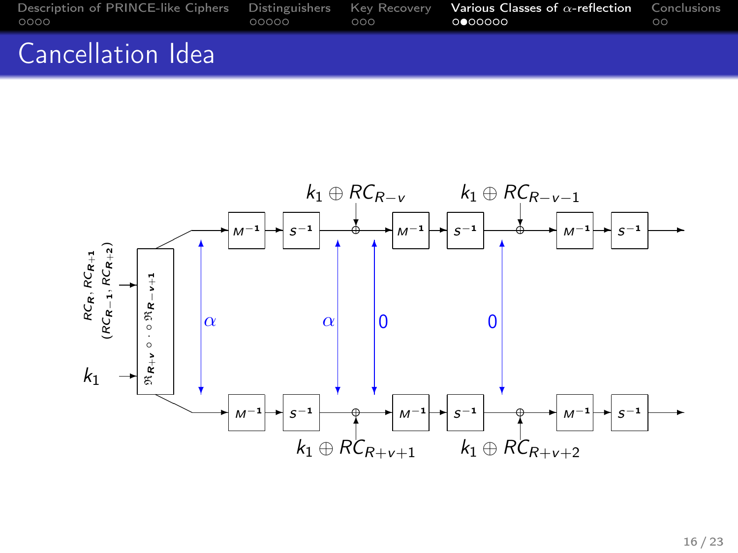# Cancellation Idea

$RC_R, RC_{R+1}$ $(RC_{R-1}, RC_{R+2})$

$k_1$

$\mathfrak{R}_{R+v} \circ \cdots \circ \mathfrak{R}_{R-v+1}$

$k_1 \oplus RC_{R-v}$ $\quad$ $k_1 \oplus RC_{R-v-1}$

$M^{-1}$ $S^{-1}$ $M^{-1}$ $S^{-1}$ $M^{-1}$ $S^{-1}$

$\alpha$ $\quad$ $\alpha$ $\quad$ $0$ $\quad$ $0$

$M^{-1}$ $S^{-1}$ $M^{-1}$ $S^{-1}$ $M^{-1}$ $S^{-1}$

$k_1 \oplus RC_{R+v+1}$ $\quad$ $k_1 \oplus RC_{R+v+2}$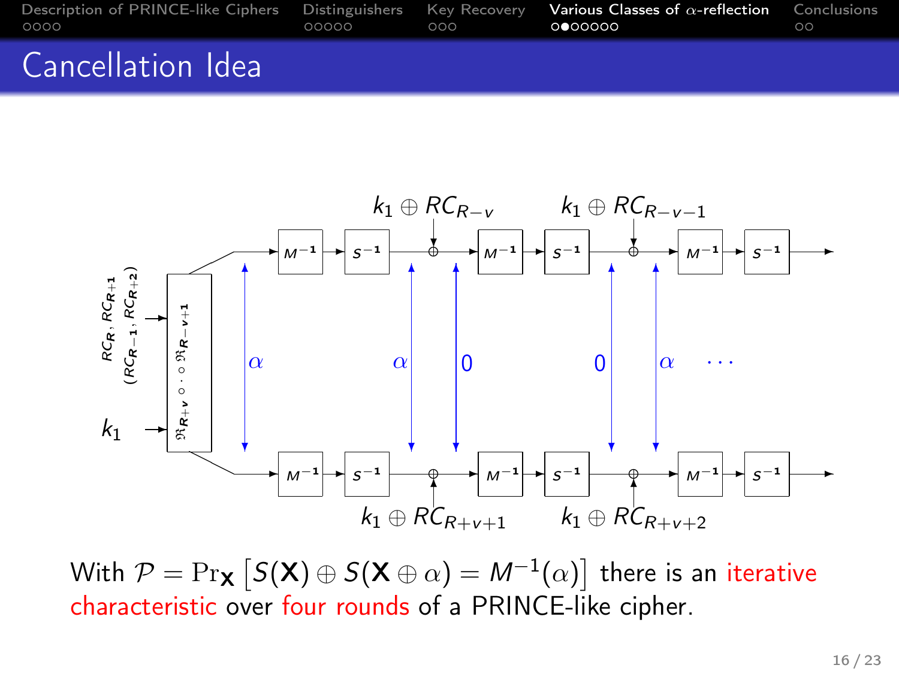# Cancellation Idea

With $\mathcal{P} = \Pr_{\mathbf{X}}\left[S(\mathbf{X}) \oplus S(\mathbf{X} \oplus \alpha) = M^{-1}(\alpha)\right]$ there is an iterative characteristic over four rounds of a PRINCE-like cipher.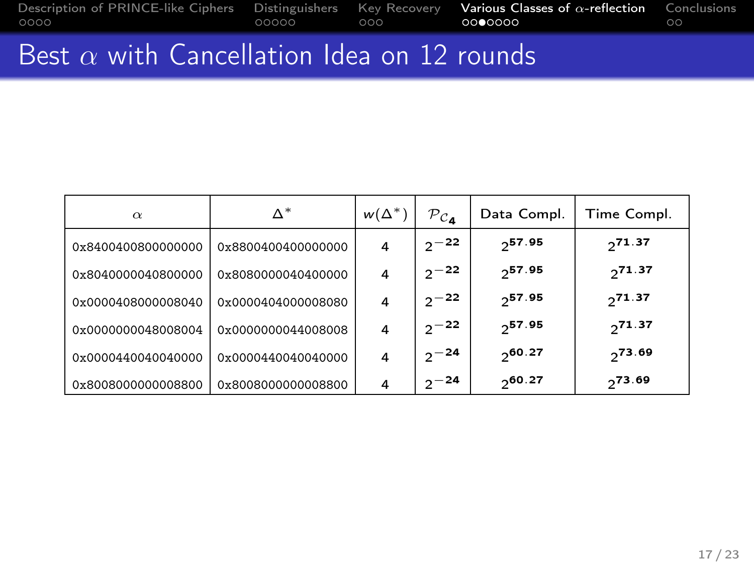# Best $\alpha$ with Cancellation Idea on 12 rounds

| $\alpha$ | $\Delta^*$ | $w(\Delta^*)$ | $\mathcal{P}_{\mathcal{C}_4}$ | Data Compl. | Time Compl. |
|---|---|---|---|---|---|
| 0x8400400800000000 | 0x8800400400000000 | 4 | $2^{-22}$ | $2^{57.95}$ | $2^{71.37}$ |
| 0x8040000040800000 | 0x8080000040400000 | 4 | $2^{-22}$ | $2^{57.95}$ | $2^{71.37}$ |
| 0x0000408000008040 | 0x0000404000008080 | 4 | $2^{-22}$ | $2^{57.95}$ | $2^{71.37}$ |
| 0x0000000048008004 | 0x0000000044008008 | 4 | $2^{-22}$ | $2^{57.95}$ | $2^{71.37}$ |
| 0x0000440040040000 | 0x0000440040040000 | 4 | $2^{-24}$ | $2^{60.27}$ | $2^{73.69}$ |
| 0x8008000000008800 | 0x8008000000008800 | 4 | $2^{-24}$ | $2^{60.27}$ | $2^{73.69}$ |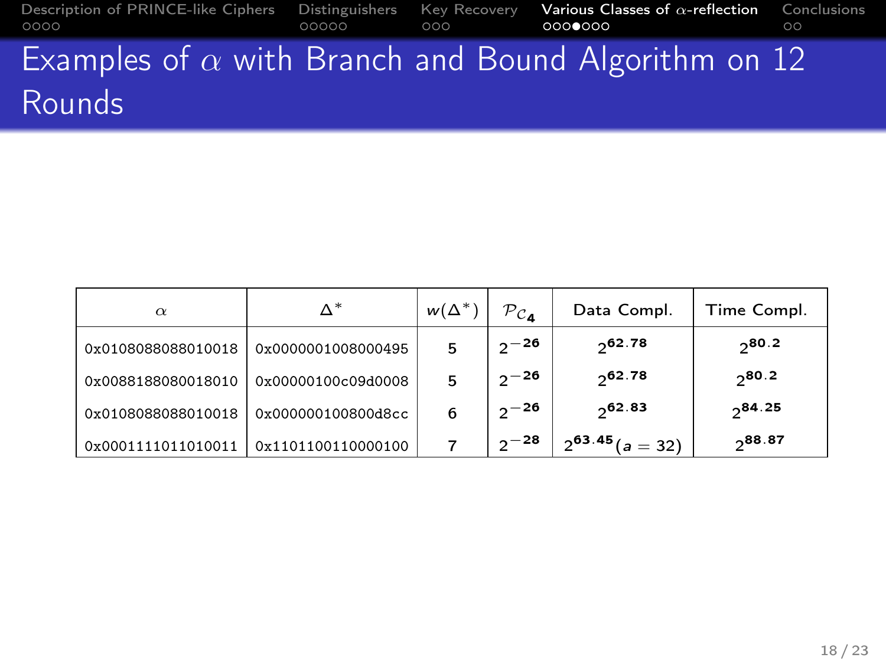# Examples of $\alpha$ with Branch and Bound Algorithm on 12 Rounds

| $\alpha$ | $\Delta^*$ | $w(\Delta^*)$ | $\mathcal{P}_{\mathcal{C}_4}$ | Data Compl. | Time Compl. |
|---|---|---|---|---|---|
| 0x0108088088010018 | 0x0000001008000495 | 5 | $2^{-26}$ | $2^{62.78}$ | $2^{80.2}$ |
| 0x0088188080018010 | 0x00000100c09d0008 | 5 | $2^{-26}$ | $2^{62.78}$ | $2^{80.2}$ |
| 0x0108088088010018 | 0x000000100800d8cc | 6 | $2^{-26}$ | $2^{62.83}$ | $2^{84.25}$ |
| 0x0001111011010011 | 0x1101100110000100 | 7 | $2^{-28}$ | $2^{63.45}(a = 32)$ | $2^{88.87}$ |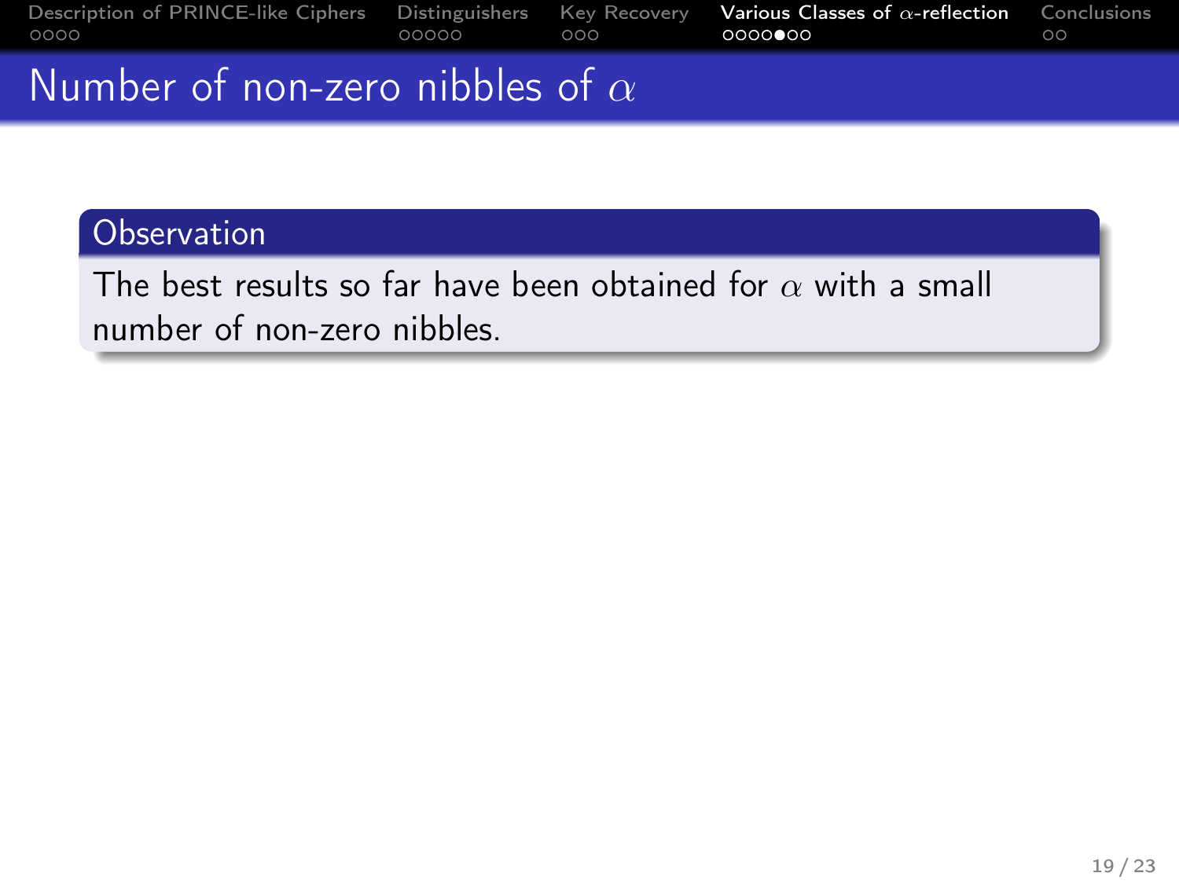# Number of non-zero nibbles of $\alpha$

**Observation**

The best results so far have been obtained for $\alpha$ with a small number of non-zero nibbles.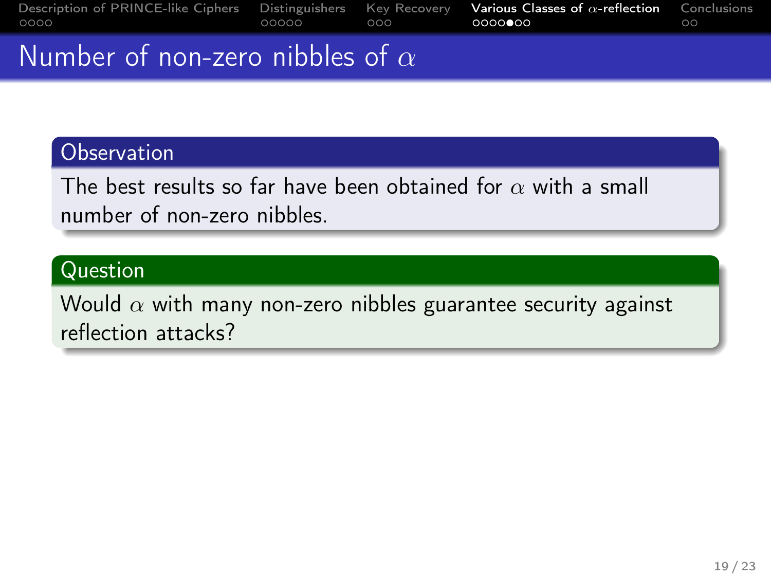# Number of non-zero nibbles of $\alpha$

**Observation**

The best results so far have been obtained for $\alpha$ with a small number of non-zero nibbles.

**Question**

Would $\alpha$ with many non-zero nibbles guarantee security against reflection attacks?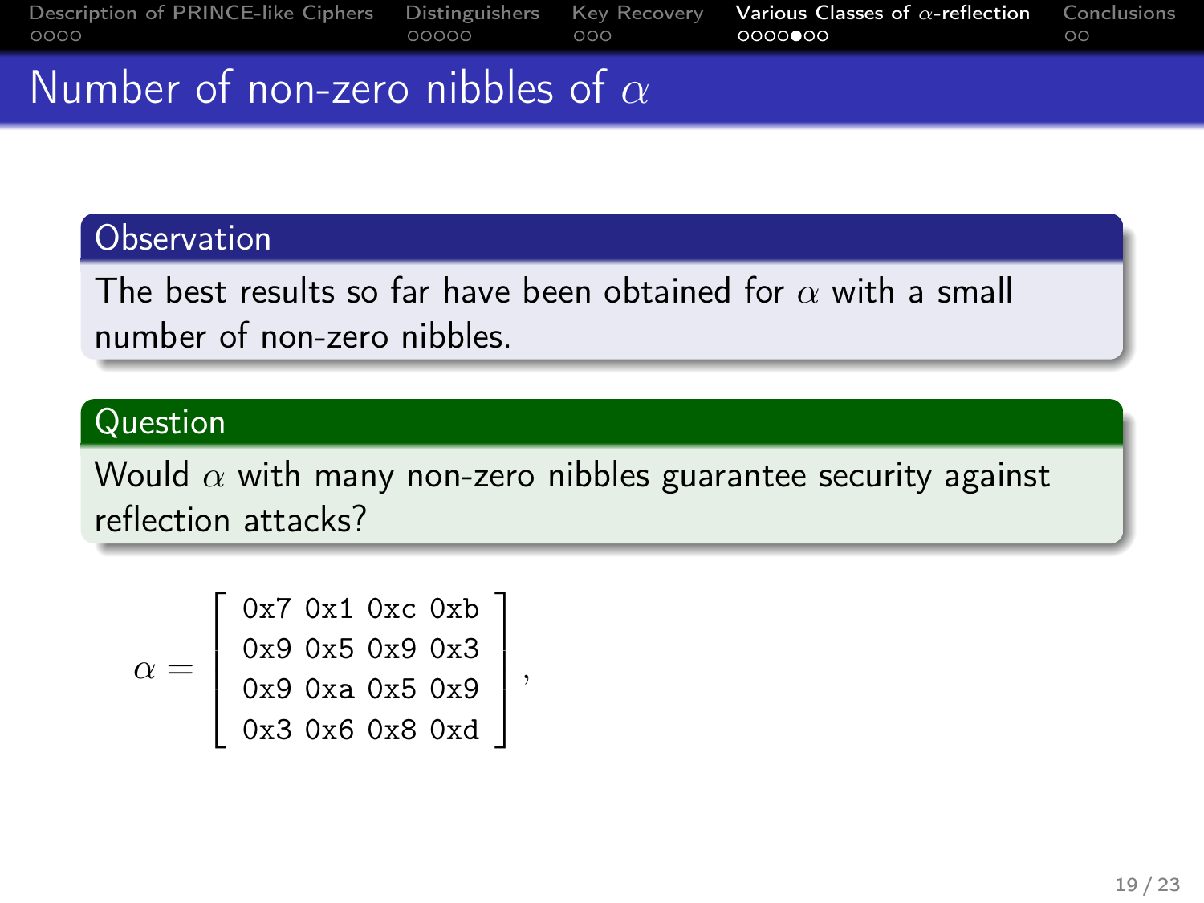# Number of non-zero nibbles of $\alpha$

**Observation**

The best results so far have been obtained for $\alpha$ with a small number of non-zero nibbles.

**Question**

Would $\alpha$ with many non-zero nibbles guarantee security against reflection attacks?

$$\alpha = \begin{bmatrix} \texttt{0x7} & \texttt{0x1} & \texttt{0xc} & \texttt{0xb} \\ \texttt{0x9} & \texttt{0x5} & \texttt{0x9} & \texttt{0x3} \\ \texttt{0x9} & \texttt{0xa} & \texttt{0x5} & \texttt{0x9} \\ \texttt{0x3} & \texttt{0x6} & \texttt{0x8} & \texttt{0xd} \end{bmatrix},$$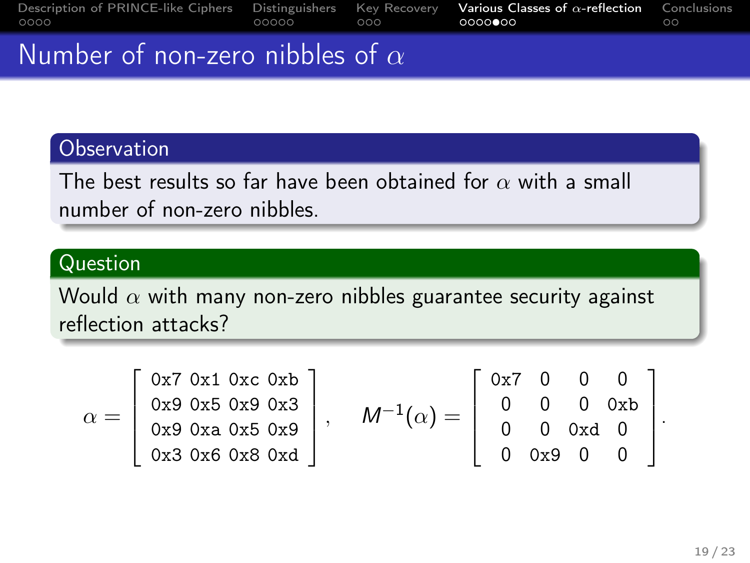# Number of non-zero nibbles of $\alpha$

**Observation**

The best results so far have been obtained for $\alpha$ with a small number of non-zero nibbles.

**Question**

Would $\alpha$ with many non-zero nibbles guarantee security against reflection attacks?

$$\alpha = \begin{bmatrix} \texttt{0x7} & \texttt{0x1} & \texttt{0xc} & \texttt{0xb} \\ \texttt{0x9} & \texttt{0x5} & \texttt{0x9} & \texttt{0x3} \\ \texttt{0x9} & \texttt{0xa} & \texttt{0x5} & \texttt{0x9} \\ \texttt{0x3} & \texttt{0x6} & \texttt{0x8} & \texttt{0xd} \end{bmatrix}, \quad M^{-1}(\alpha) = \begin{bmatrix} \texttt{0x7} & 0 & 0 & 0 \\ 0 & 0 & 0 & \texttt{0xb} \\ 0 & 0 & \texttt{0xd} & 0 \\ 0 & \texttt{0x9} & 0 & 0 \end{bmatrix}.$$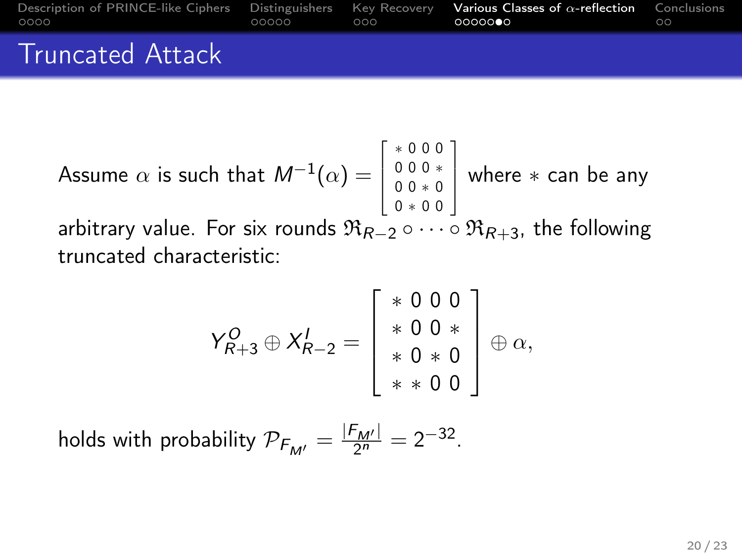# Truncated Attack

Assume $\alpha$ is such that $M^{-1}(\alpha) = \begin{bmatrix} * & 0 & 0 & 0 \\ 0 & 0 & 0 & * \\ 0 & 0 & * & 0 \\ 0 & * & 0 & 0 \end{bmatrix}$ where $*$ can be any arbitrary value. For six rounds $\mathfrak{R}_{R-2} \circ \cdots \circ \mathfrak{R}_{R+3}$, the following truncated characteristic:

$$
Y^O_{R+3} \oplus X^I_{R-2} = \begin{bmatrix} * & 0 & 0 & 0 \\ * & 0 & 0 & * \\ * & 0 & * & 0 \\ * & * & 0 & 0 \end{bmatrix} \oplus \alpha,
$$

holds with probability $\mathcal{P}_{F_{M'}} = \frac{|F_{M'}|}{2^n} = 2^{-32}$.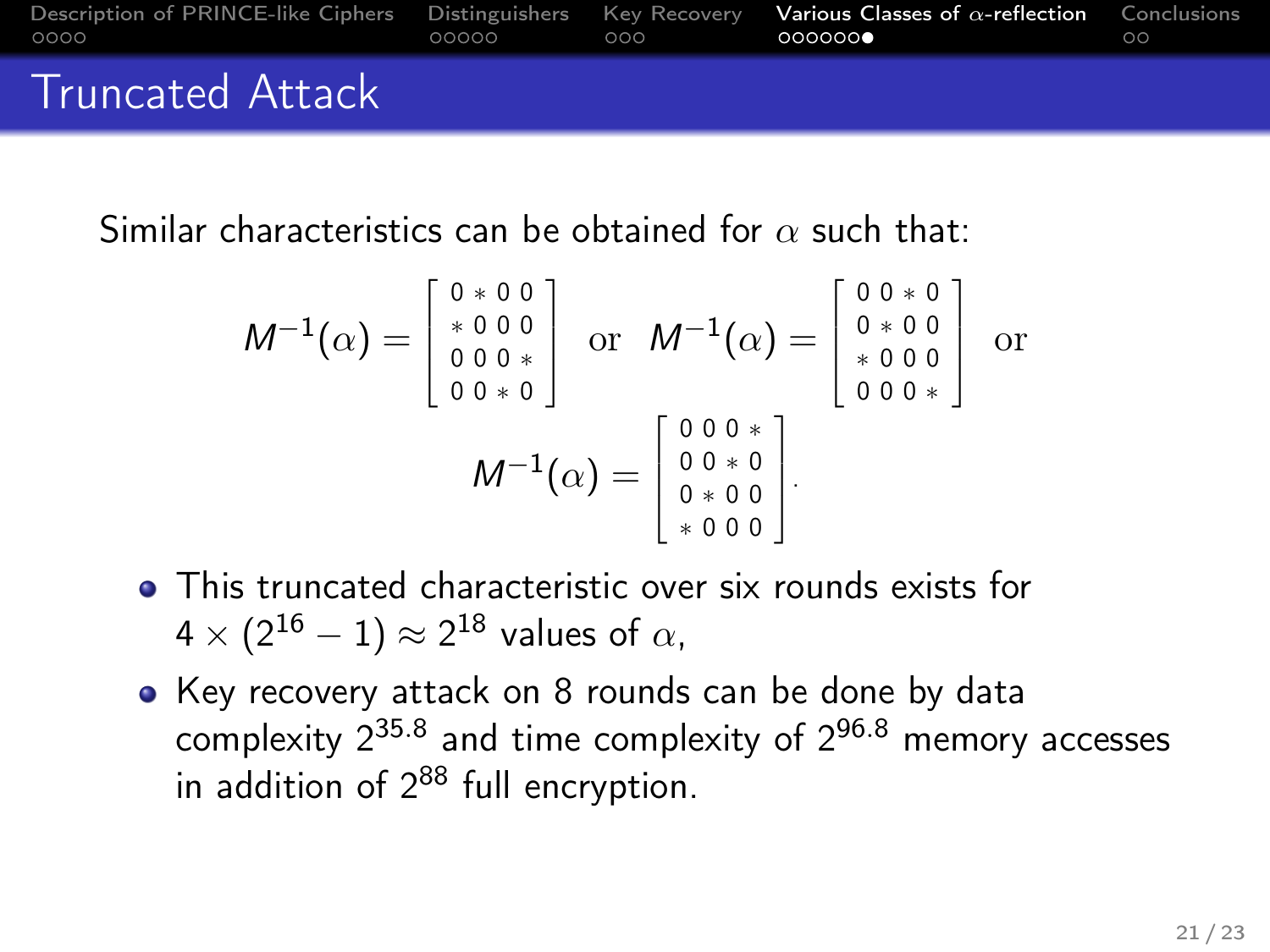# Truncated Attack

Similar characteristics can be obtained for $\alpha$ such that:

$$M^{-1}(\alpha) = \begin{bmatrix} 0 & * & 0 & 0 \\ * & 0 & 0 & 0 \\ 0 & 0 & 0 & * \\ 0 & 0 & * & 0 \end{bmatrix} \text{ or } M^{-1}(\alpha) = \begin{bmatrix} 0 & 0 & * & 0 \\ 0 & * & 0 & 0 \\ * & 0 & 0 & 0 \\ 0 & 0 & 0 & * \end{bmatrix} \text{ or }$$

$$M^{-1}(\alpha) = \begin{bmatrix} 0 & 0 & 0 & * \\ 0 & 0 & * & 0 \\ 0 & * & 0 & 0 \\ * & 0 & 0 & 0 \end{bmatrix}.$$

- This truncated characteristic over six rounds exists for $4 \times (2^{16} - 1) \approx 2^{18}$ values of $\alpha$,
- Key recovery attack on 8 rounds can be done by data complexity $2^{35.8}$ and time complexity of $2^{96.8}$ memory accesses in addition of $2^{88}$ full encryption.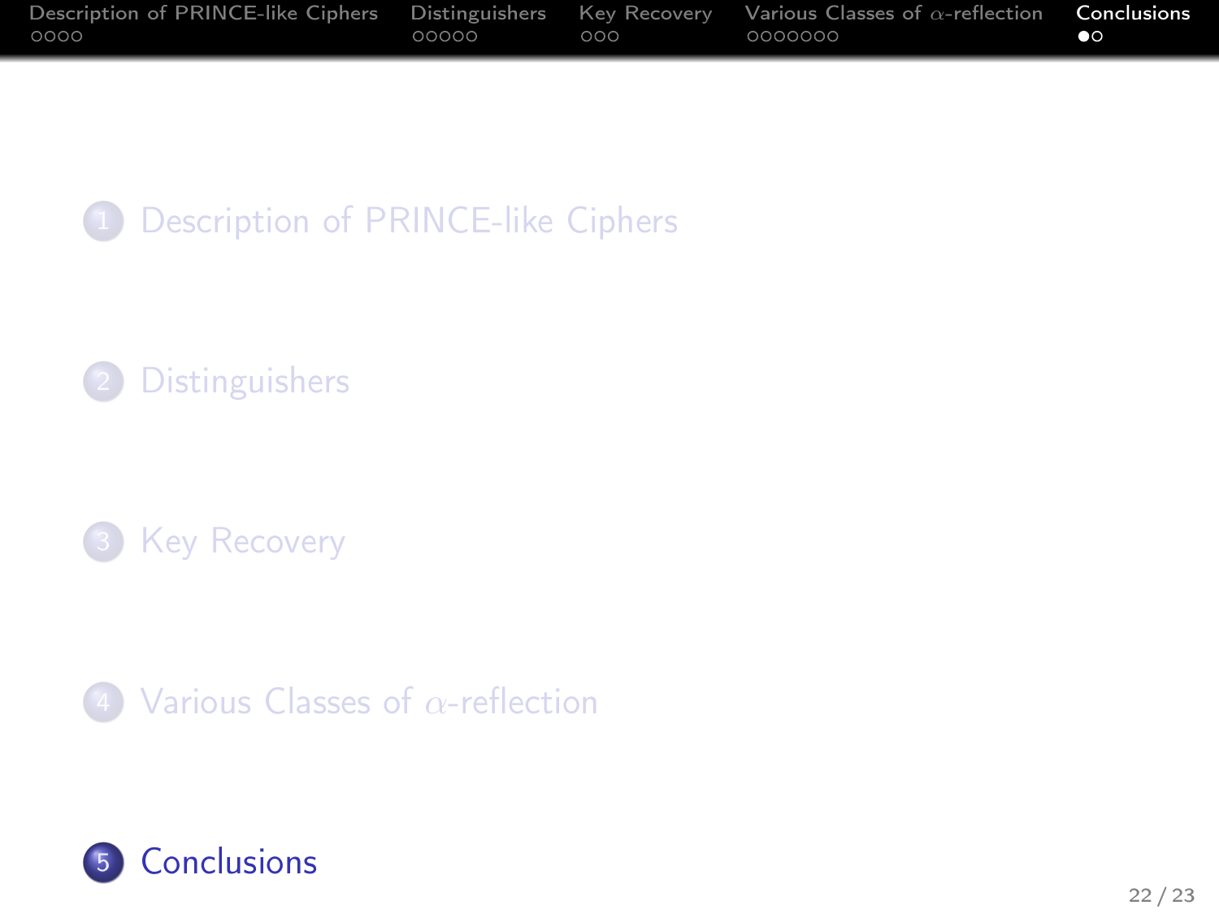1. Description of PRINCE-like Ciphers
2. Distinguishers
3. Key Recovery
4. Various Classes of $\alpha$-reflection
5. Conclusions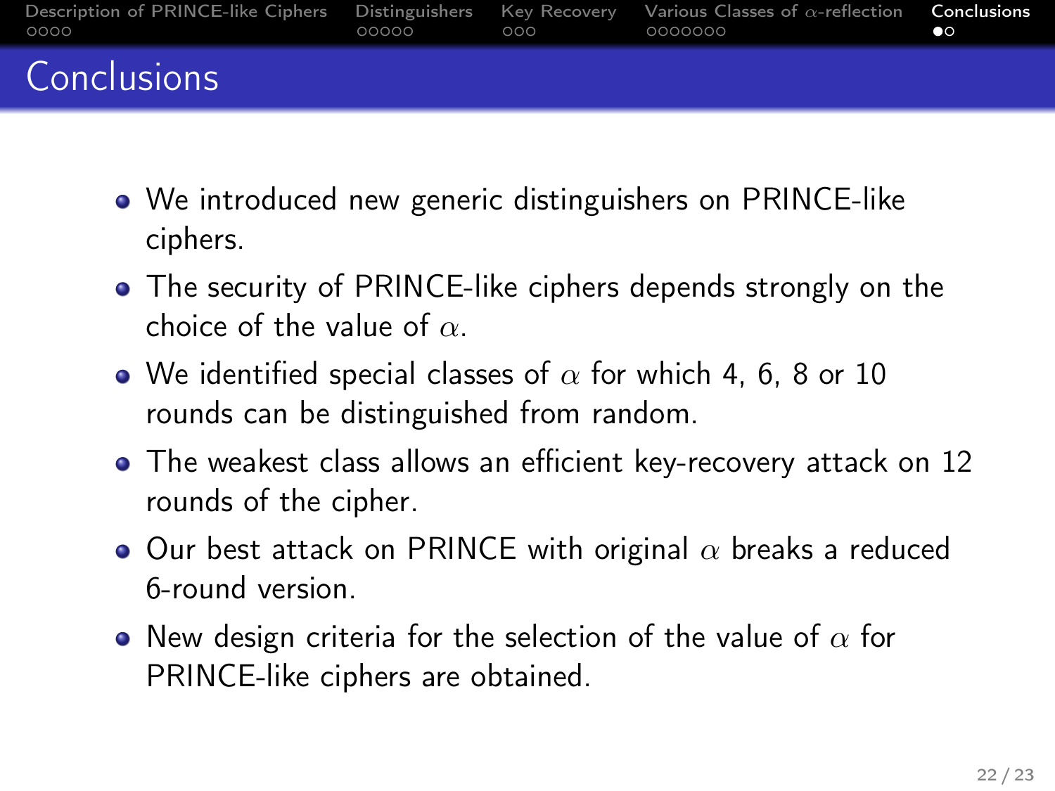# Conclusions

- We introduced new generic distinguishers on PRINCE-like ciphers.
- The security of PRINCE-like ciphers depends strongly on the choice of the value of $\alpha$.
- We identified special classes of $\alpha$ for which 4, 6, 8 or 10 rounds can be distinguished from random.
- The weakest class allows an efficient key-recovery attack on 12 rounds of the cipher.
- Our best attack on PRINCE with original $\alpha$ breaks a reduced 6-round version.
- New design criteria for the selection of the value of $\alpha$ for PRINCE-like ciphers are obtained.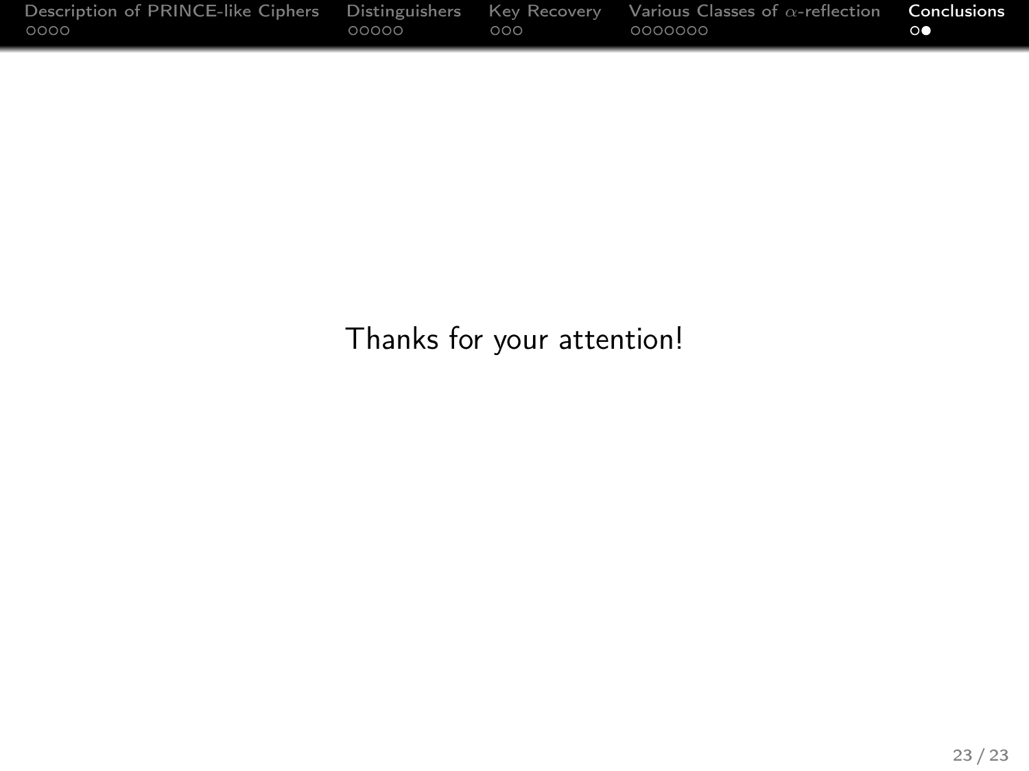Thanks for your attention!